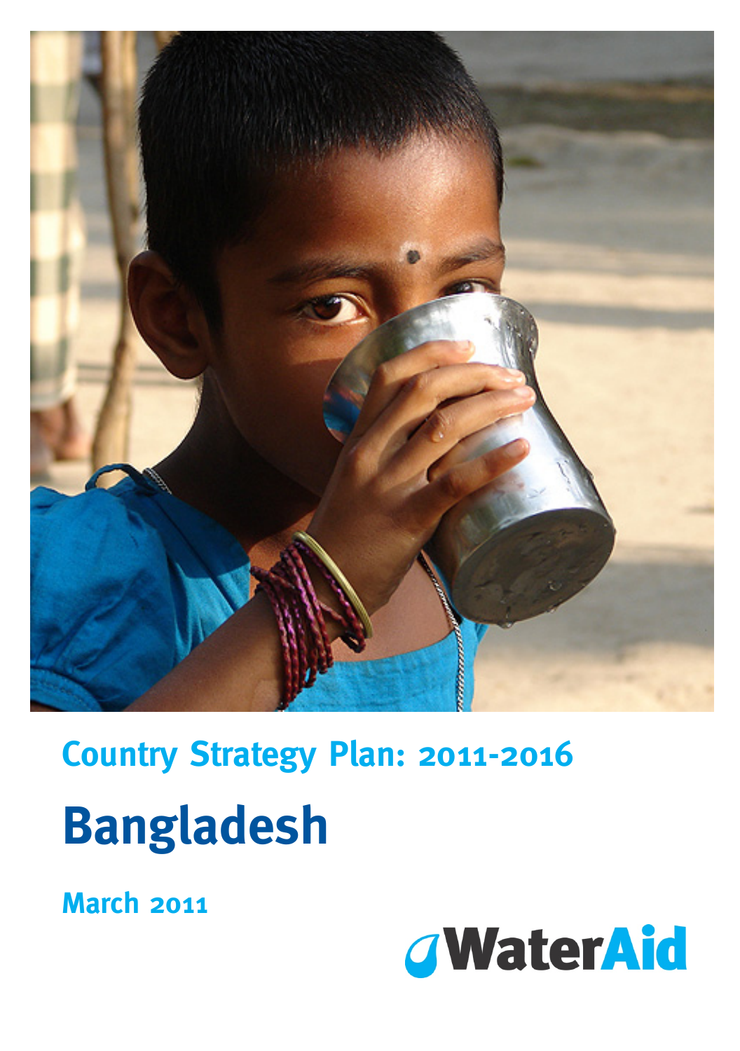## Country Strategy Plan: 2011-2016

# Bangladesh

**March 2011**

WaterAid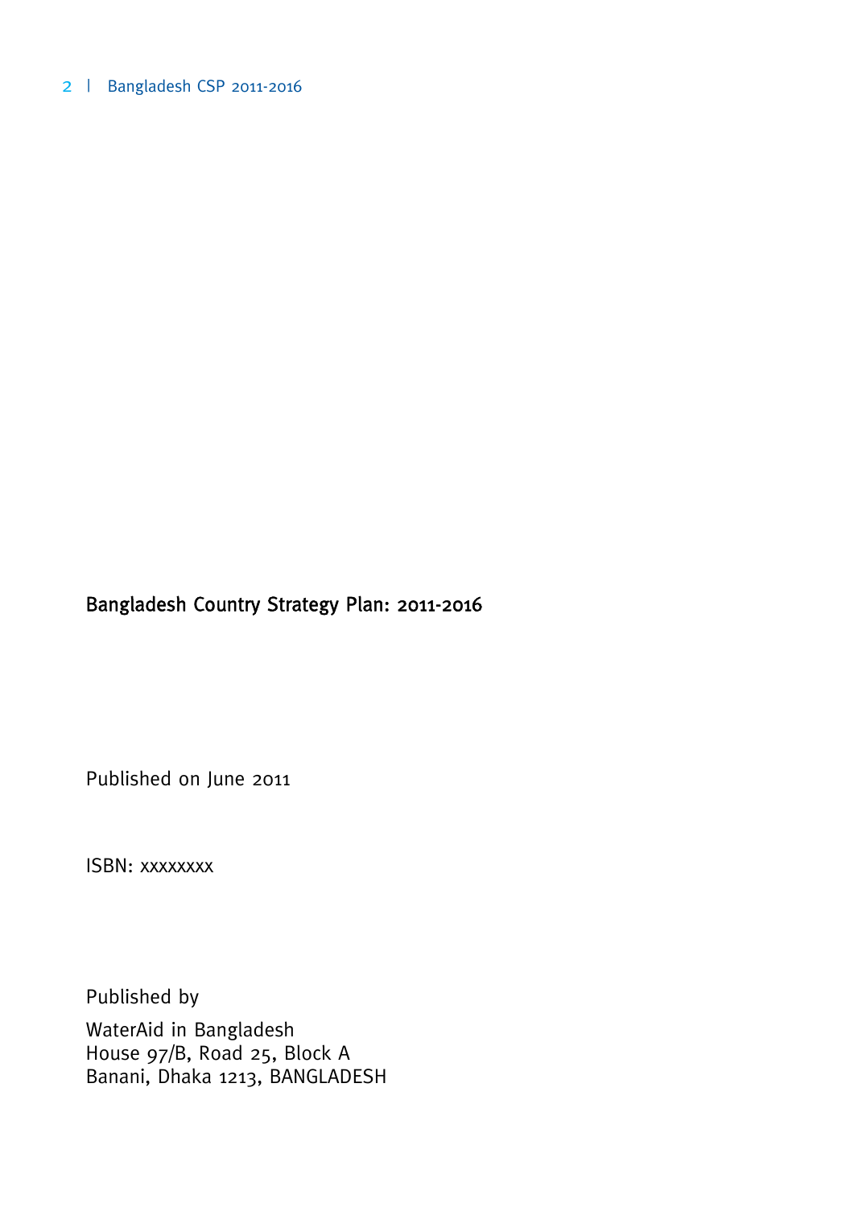**Bangladesh Country Strategy Plan: 2011-2016**

Published on June 2011

ISBN: xxxxxxxx

Published by

WaterAid in Bangladesh
House 97/B, Road 25, Block A
Banani, Dhaka 1213, BANGLADESH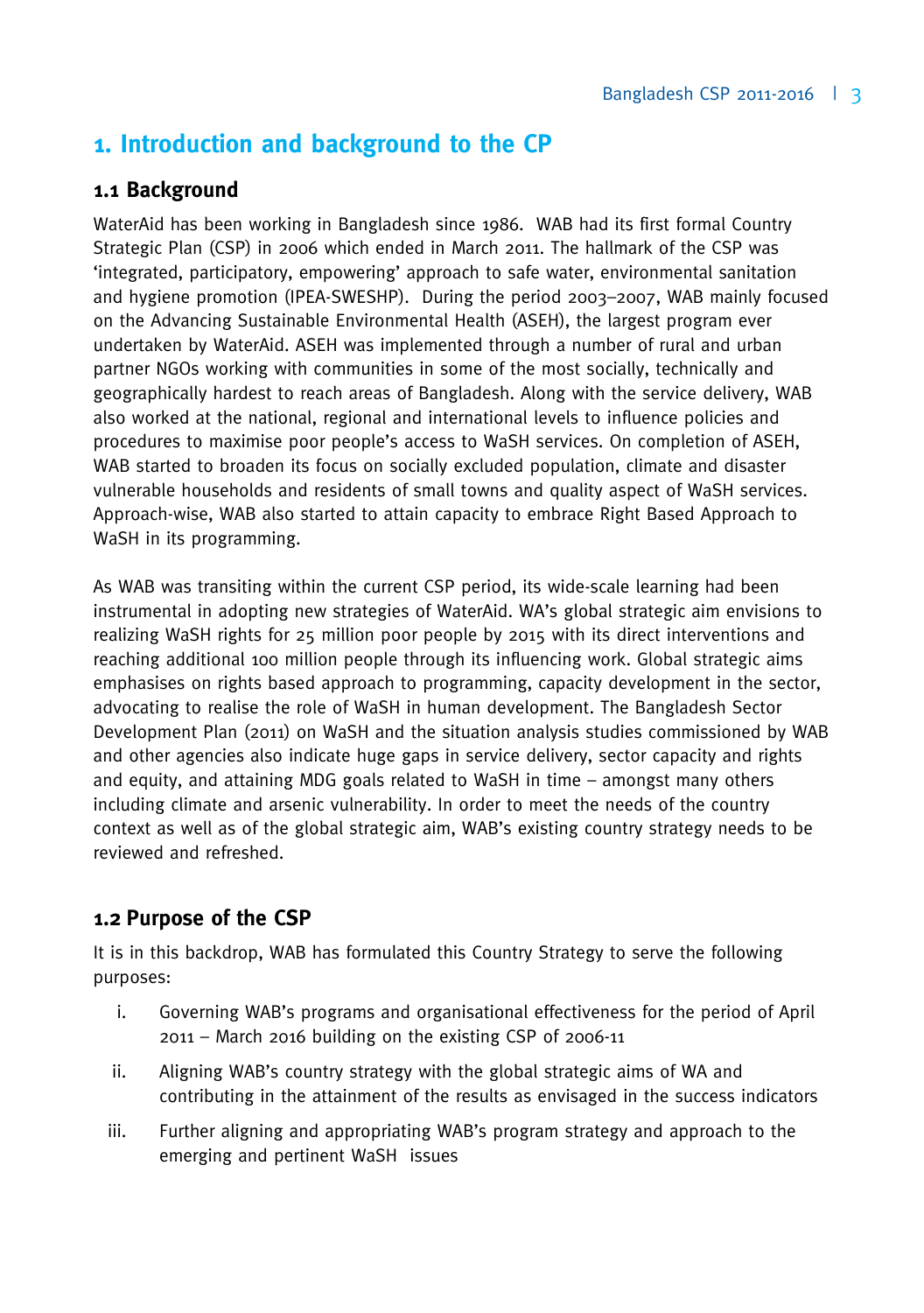# 1. Introduction and background to the CP

## 1.1 Background

WaterAid has been working in Bangladesh since 1986. WAB had its first formal Country Strategic Plan (CSP) in 2006 which ended in March 2011. The hallmark of the CSP was 'integrated, participatory, empowering' approach to safe water, environmental sanitation and hygiene promotion (IPEA-SWESHP). During the period 2003–2007, WAB mainly focused on the Advancing Sustainable Environmental Health (ASEH), the largest program ever undertaken by WaterAid. ASEH was implemented through a number of rural and urban partner NGOs working with communities in some of the most socially, technically and geographically hardest to reach areas of Bangladesh. Along with the service delivery, WAB also worked at the national, regional and international levels to influence policies and procedures to maximise poor people's access to WaSH services. On completion of ASEH, WAB started to broaden its focus on socially excluded population, climate and disaster vulnerable households and residents of small towns and quality aspect of WaSH services. Approach-wise, WAB also started to attain capacity to embrace Right Based Approach to WaSH in its programming.

As WAB was transiting within the current CSP period, its wide-scale learning had been instrumental in adopting new strategies of WaterAid. WA's global strategic aim envisions to realizing WaSH rights for 25 million poor people by 2015 with its direct interventions and reaching additional 100 million people through its influencing work. Global strategic aims emphasises on rights based approach to programming, capacity development in the sector, advocating to realise the role of WaSH in human development. The Bangladesh Sector Development Plan (2011) on WaSH and the situation analysis studies commissioned by WAB and other agencies also indicate huge gaps in service delivery, sector capacity and rights and equity, and attaining MDG goals related to WaSH in time – amongst many others including climate and arsenic vulnerability. In order to meet the needs of the country context as well as of the global strategic aim, WAB's existing country strategy needs to be reviewed and refreshed.

## 1.2 Purpose of the CSP

It is in this backdrop, WAB has formulated this Country Strategy to serve the following purposes:

i. Governing WAB's programs and organisational effectiveness for the period of April 2011 – March 2016 building on the existing CSP of 2006-11

ii. Aligning WAB's country strategy with the global strategic aims of WA and contributing in the attainment of the results as envisaged in the success indicators

iii. Further aligning and appropriating WAB's program strategy and approach to the emerging and pertinent WaSH issues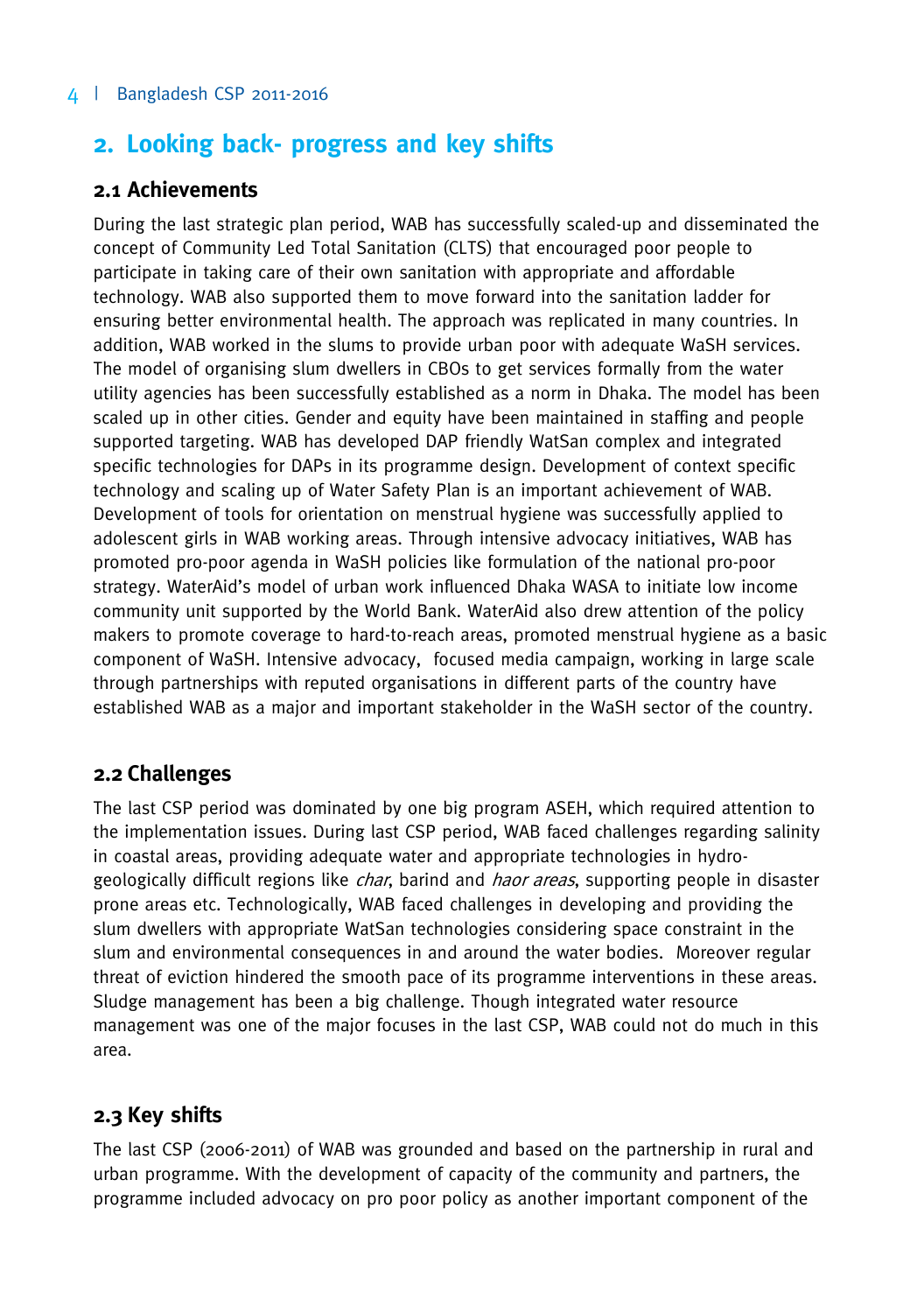## 2. Looking back- progress and key shifts

### 2.1 Achievements

During the last strategic plan period, WAB has successfully scaled-up and disseminated the concept of Community Led Total Sanitation (CLTS) that encouraged poor people to participate in taking care of their own sanitation with appropriate and affordable technology. WAB also supported them to move forward into the sanitation ladder for ensuring better environmental health. The approach was replicated in many countries. In addition, WAB worked in the slums to provide urban poor with adequate WaSH services. The model of organising slum dwellers in CBOs to get services formally from the water utility agencies has been successfully established as a norm in Dhaka. The model has been scaled up in other cities. Gender and equity have been maintained in staffing and people supported targeting. WAB has developed DAP friendly WatSan complex and integrated specific technologies for DAPs in its programme design. Development of context specific technology and scaling up of Water Safety Plan is an important achievement of WAB. Development of tools for orientation on menstrual hygiene was successfully applied to adolescent girls in WAB working areas. Through intensive advocacy initiatives, WAB has promoted pro-poor agenda in WaSH policies like formulation of the national pro-poor strategy. WaterAid's model of urban work influenced Dhaka WASA to initiate low income community unit supported by the World Bank. WaterAid also drew attention of the policy makers to promote coverage to hard-to-reach areas, promoted menstrual hygiene as a basic component of WaSH. Intensive advocacy, focused media campaign, working in large scale through partnerships with reputed organisations in different parts of the country have established WAB as a major and important stakeholder in the WaSH sector of the country.

### 2.2 Challenges

The last CSP period was dominated by one big program ASEH, which required attention to the implementation issues. During last CSP period, WAB faced challenges regarding salinity in coastal areas, providing adequate water and appropriate technologies in hydro-geologically difficult regions like *char*, barind and *haor areas*, supporting people in disaster prone areas etc. Technologically, WAB faced challenges in developing and providing the slum dwellers with appropriate WatSan technologies considering space constraint in the slum and environmental consequences in and around the water bodies. Moreover regular threat of eviction hindered the smooth pace of its programme interventions in these areas. Sludge management has been a big challenge. Though integrated water resource management was one of the major focuses in the last CSP, WAB could not do much in this area.

### 2.3 Key shifts

The last CSP (2006-2011) of WAB was grounded and based on the partnership in rural and urban programme. With the development of capacity of the community and partners, the programme included advocacy on pro poor policy as another important component of the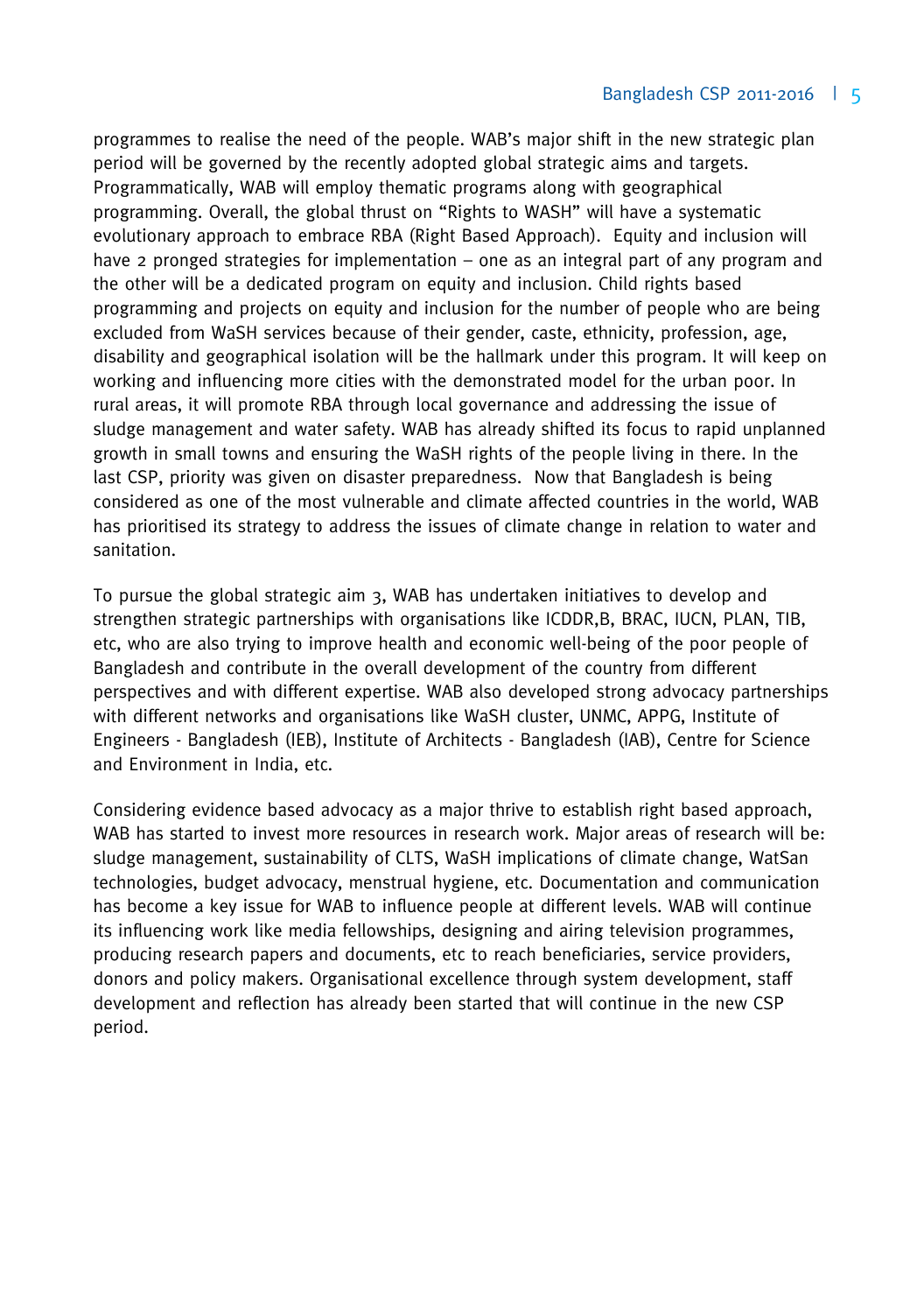programmes to realise the need of the people. WAB's major shift in the new strategic plan period will be governed by the recently adopted global strategic aims and targets. Programmatically, WAB will employ thematic programs along with geographical programming. Overall, the global thrust on "Rights to WASH" will have a systematic evolutionary approach to embrace RBA (Right Based Approach). Equity and inclusion will have 2 pronged strategies for implementation – one as an integral part of any program and the other will be a dedicated program on equity and inclusion. Child rights based programming and projects on equity and inclusion for the number of people who are being excluded from WaSH services because of their gender, caste, ethnicity, profession, age, disability and geographical isolation will be the hallmark under this program. It will keep on working and influencing more cities with the demonstrated model for the urban poor. In rural areas, it will promote RBA through local governance and addressing the issue of sludge management and water safety. WAB has already shifted its focus to rapid unplanned growth in small towns and ensuring the WaSH rights of the people living in there. In the last CSP, priority was given on disaster preparedness. Now that Bangladesh is being considered as one of the most vulnerable and climate affected countries in the world, WAB has prioritised its strategy to address the issues of climate change in relation to water and sanitation.

To pursue the global strategic aim 3, WAB has undertaken initiatives to develop and strengthen strategic partnerships with organisations like ICDDR,B, BRAC, IUCN, PLAN, TIB, etc, who are also trying to improve health and economic well-being of the poor people of Bangladesh and contribute in the overall development of the country from different perspectives and with different expertise. WAB also developed strong advocacy partnerships with different networks and organisations like WaSH cluster, UNMC, APPG, Institute of Engineers - Bangladesh (IEB), Institute of Architects - Bangladesh (IAB), Centre for Science and Environment in India, etc.

Considering evidence based advocacy as a major thrive to establish right based approach, WAB has started to invest more resources in research work. Major areas of research will be: sludge management, sustainability of CLTS, WaSH implications of climate change, WatSan technologies, budget advocacy, menstrual hygiene, etc. Documentation and communication has become a key issue for WAB to influence people at different levels. WAB will continue its influencing work like media fellowships, designing and airing television programmes, producing research papers and documents, etc to reach beneficiaries, service providers, donors and policy makers. Organisational excellence through system development, staff development and reflection has already been started that will continue in the new CSP period.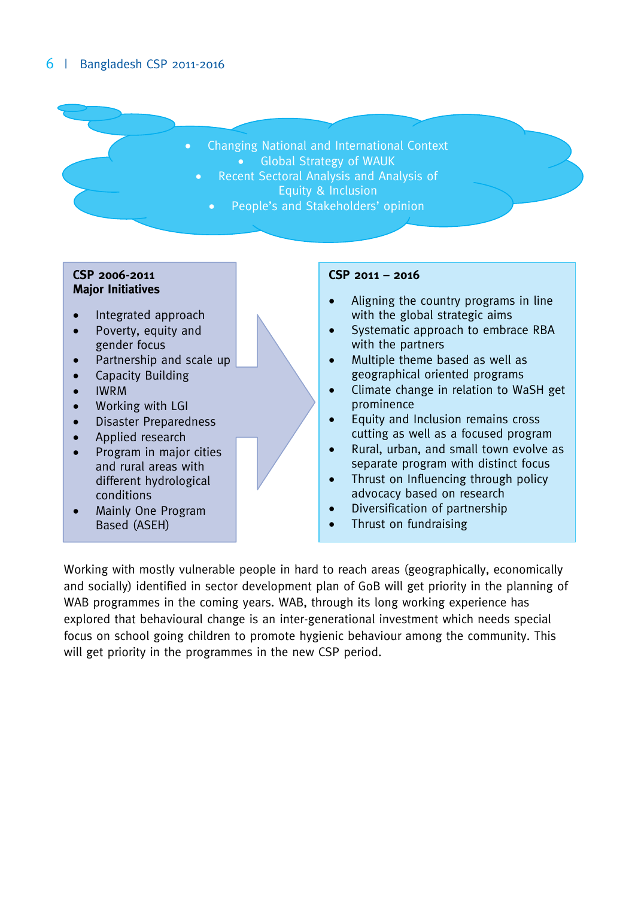- Changing National and International Context
- Global Strategy of WAUK
- Recent Sectoral Analysis and Analysis of Equity & Inclusion
- People's and Stakeholders' opinion

**CSP 2006-2011**
**Major Initiatives**

- Integrated approach
- Poverty, equity and gender focus
- Partnership and scale up
- Capacity Building
- IWRM
- Working with LGI
- Disaster Preparedness
- Applied research
- Program in major cities and rural areas with different hydrological conditions
- Mainly One Program Based (ASEH)

**CSP 2011 – 2016**

- Aligning the country programs in line with the global strategic aims
- Systematic approach to embrace RBA with the partners
- Multiple theme based as well as geographical oriented programs
- Climate change in relation to WaSH get prominence
- Equity and Inclusion remains cross cutting as well as a focused program
- Rural, urban, and small town evolve as separate program with distinct focus
- Thrust on Influencing through policy advocacy based on research
- Diversification of partnership
- Thrust on fundraising

Working with mostly vulnerable people in hard to reach areas (geographically, economically and socially) identified in sector development plan of GoB will get priority in the planning of WAB programmes in the coming years. WAB, through its long working experience has explored that behavioural change is an inter-generational investment which needs special focus on school going children to promote hygienic behaviour among the community. This will get priority in the programmes in the new CSP period.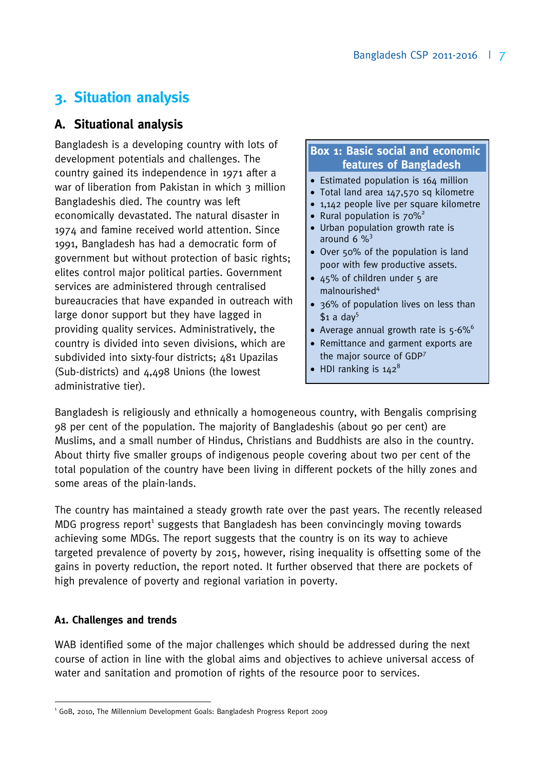# 3. Situation analysis

## A. Situational analysis

Bangladesh is a developing country with lots of development potentials and challenges. The country gained its independence in 1971 after a war of liberation from Pakistan in which 3 million Bangladeshis died. The country was left economically devastated. The natural disaster in 1974 and famine received world attention. Since 1991, Bangladesh has had a democratic form of government but without protection of basic rights; elites control major political parties. Government services are administered through centralised bureaucracies that have expanded in outreach with large donor support but they have lagged in providing quality services. Administratively, the country is divided into seven divisions, which are subdivided into sixty-four districts; 481 Upazilas (Sub-districts) and 4,498 Unions (the lowest administrative tier).

**Box 1: Basic social and economic features of Bangladesh**

- Estimated population is 164 million
- Total land area 147,570 sq kilometre
- 1,142 people live per square kilometre
- Rural population is 70%[2]
- Urban population growth rate is around 6 %[3]
- Over 50% of the population is land poor with few productive assets.
- 45% of children under 5 are malnourished[4]
- 36% of population lives on less than $1 a day[5]
- Average annual growth rate is 5-6%[6]
- Remittance and garment exports are the major source of GDP[7]
- HDI ranking is 142[8]

Bangladesh is religiously and ethnically a homogeneous country, with Bengalis comprising 98 per cent of the population. The majority of Bangladeshis (about 90 per cent) are Muslims, and a small number of Hindus, Christians and Buddhists are also in the country. About thirty five smaller groups of indigenous people covering about two per cent of the total population of the country have been living in different pockets of the hilly zones and some areas of the plain-lands.

The country has maintained a steady growth rate over the past years. The recently released MDG progress report[1] suggests that Bangladesh has been convincingly moving towards achieving some MDGs. The report suggests that the country is on its way to achieve targeted prevalence of poverty by 2015, however, rising inequality is offsetting some of the gains in poverty reduction, the report noted. It further observed that there are pockets of high prevalence of poverty and regional variation in poverty.

### A1. Challenges and trends

WAB identified some of the major challenges which should be addressed during the next course of action in line with the global aims and objectives to achieve universal access of water and sanitation and promotion of rights of the resource poor to services.

---

[1] GoB, 2010, The Millennium Development Goals: Bangladesh Progress Report 2009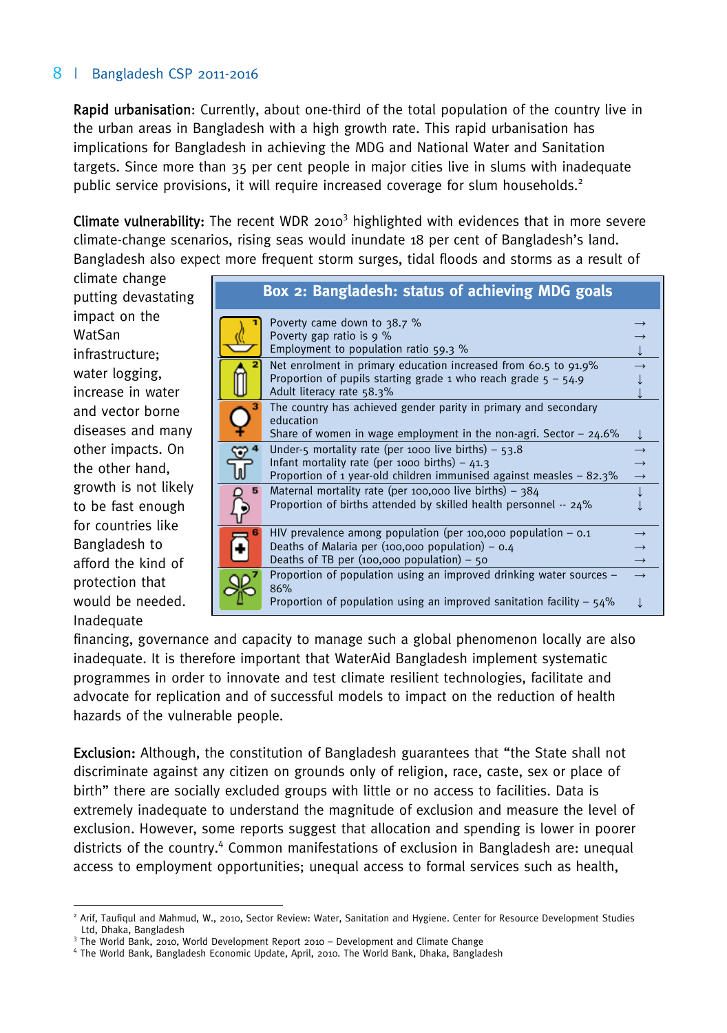**Rapid urbanisation**: Currently, about one-third of the total population of the country live in the urban areas in Bangladesh with a high growth rate. This rapid urbanisation has implications for Bangladesh in achieving the MDG and National Water and Sanitation targets. Since more than 35 per cent people in major cities live in slums with inadequate public service provisions, it will require increased coverage for slum households.[2]

**Climate vulnerability:** The recent WDR 2010[3] highlighted with evidences that in more severe climate-change scenarios, rising seas would inundate 18 per cent of Bangladesh's land. Bangladesh also expect more frequent storm surges, tidal floods and storms as a result of climate change putting devastating impact on the WatSan infrastructure; water logging, increase in water and vector borne diseases and many other impacts. On the other hand, growth is not likely to be fast enough for countries like Bangladesh to afford the kind of protection that would be needed. Inadequate financing, governance and capacity to manage such a global phenomenon locally are also inadequate. It is therefore important that WaterAid Bangladesh implement systematic programmes in order to innovate and test climate resilient technologies, facilitate and advocate for replication and of successful models to impact on the reduction of health hazards of the vulnerable people.

**Box 2: Bangladesh: status of achieving MDG goals**

| Goal | Indicator | Trend |
|---|---|---|
| 1 | Poverty came down to 38.7 % | → |
| | Poverty gap ratio is 9 % | → |
| | Employment to population ratio 59.3 % | ↓ |
| 2 | Net enrolment in primary education increased from 60.5 to 91.9% | → |
| | Proportion of pupils starting grade 1 who reach grade 5 – 54.9 | ↓ |
| | Adult literacy rate 58.3% | ↓ |
| 3 | The country has achieved gender parity in primary and secondary education | |
| | Share of women in wage employment in the non-agri. Sector – 24.6% | ↓ |
| 4 | Under-5 mortality rate (per 1000 live births) – 53.8 | → |
| | Infant mortality rate (per 1000 births) – 41.3 | → |
| | Proportion of 1 year-old children immunised against measles – 82.3% | → |
| 5 | Maternal mortality rate (per 100,000 live births) – 384 | ↓ |
| | Proportion of births attended by skilled health personnel -- 24% | ↓ |
| 6 | HIV prevalence among population (per 100,000 population – 0.1 | → |
| | Deaths of Malaria per (100,000 population) – 0.4 | → |
| | Deaths of TB per (100,000 population) – 50 | → |
| 7 | Proportion of population using an improved drinking water sources – 86% | → |
| | Proportion of population using an improved sanitation facility – 54% | ↓ |

**Exclusion:** Although, the constitution of Bangladesh guarantees that "the State shall not discriminate against any citizen on grounds only of religion, race, caste, sex or place of birth" there are socially excluded groups with little or no access to facilities. Data is extremely inadequate to understand the magnitude of exclusion and measure the level of exclusion. However, some reports suggest that allocation and spending is lower in poorer districts of the country.[4] Common manifestations of exclusion in Bangladesh are: unequal access to employment opportunities; unequal access to formal services such as health,

---

[2] Arif, Taufiqul and Mahmud, W., 2010, Sector Review: Water, Sanitation and Hygiene. Center for Resource Development Studies Ltd, Dhaka, Bangladesh

[3] The World Bank, 2010, World Development Report 2010 – Development and Climate Change

[4] The World Bank, Bangladesh Economic Update, April, 2010. The World Bank, Dhaka, Bangladesh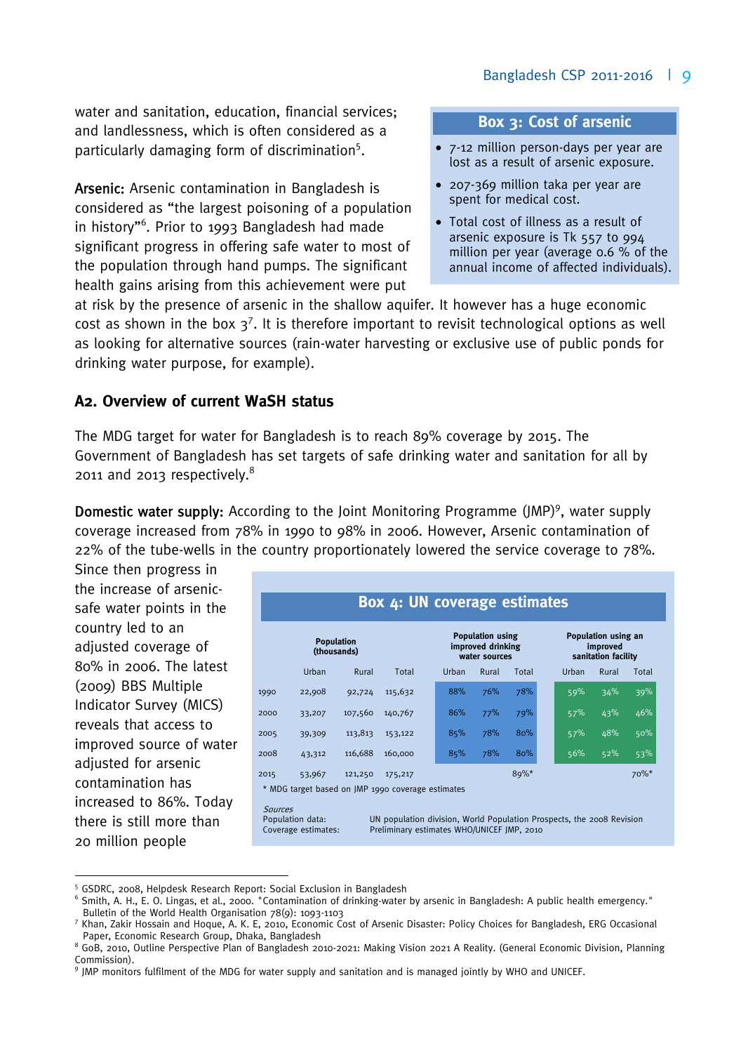water and sanitation, education, financial services; and landlessness, which is often considered as a particularly damaging form of discrimination[5].

**Arsenic:** Arsenic contamination in Bangladesh is considered as "the largest poisoning of a population in history"[6]. Prior to 1993 Bangladesh had made significant progress in offering safe water to most of the population through hand pumps. The significant health gains arising from this achievement were put at risk by the presence of arsenic in the shallow aquifer. It however has a huge economic cost as shown in the box 3[7]. It is therefore important to revisit technological options as well as looking for alternative sources (rain-water harvesting or exclusive use of public ponds for drinking water purpose, for example).

> **Box 3: Cost of arsenic**
>
> - 7-12 million person-days per year are lost as a result of arsenic exposure.
> - 207-369 million taka per year are spent for medical cost.
> - Total cost of illness as a result of arsenic exposure is Tk 557 to 994 million per year (average 0.6 % of the annual income of affected individuals).

## A2. Overview of current WaSH status

The MDG target for water for Bangladesh is to reach 89% coverage by 2015. The Government of Bangladesh has set targets of safe drinking water and sanitation for all by 2011 and 2013 respectively.[8]

**Domestic water supply:** According to the Joint Monitoring Programme (JMP)[9], water supply coverage increased from 78% in 1990 to 98% in 2006. However, Arsenic contamination of 22% of the tube-wells in the country proportionately lowered the service coverage to 78%. Since then progress in the increase of arsenic-safe water points in the country led to an adjusted coverage of 80% in 2006. The latest (2009) BBS Multiple Indicator Survey (MICS) reveals that access to improved source of water adjusted for arsenic contamination has increased to 86%. Today there is still more than 20 million people

**Box 4: UN coverage estimates**

| | Population (thousands) | | | Population using improved drinking water sources | | | Population using an improved sanitation facility | | |
|---|---|---|---|---|---|---|---|---|---|
| | Urban | Rural | Total | Urban | Rural | Total | Urban | Rural | Total |
| 1990 | 22,908 | 92,724 | 115,632 | 88% | 76% | 78% | 59% | 34% | 39% |
| 2000 | 33,207 | 107,560 | 140,767 | 86% | 77% | 79% | 57% | 43% | 46% |
| 2005 | 39,309 | 113,813 | 153,122 | 85% | 78% | 80% | 57% | 48% | 50% |
| 2008 | 43,312 | 116,688 | 160,000 | 85% | 78% | 80% | 56% | 52% | 53% |
| 2015 | 53,967 | 121,250 | 175,217 | | | 89%* | | | 70%* |

\* MDG target based on JMP 1990 coverage estimates

*Sources*
Population data: UN population division, World Population Prospects, the 2008 Revision
Coverage estimates: Preliminary estimates WHO/UNICEF JMP, 2010

---

[5] GSDRC, 2008, Helpdesk Research Report: Social Exclusion in Bangladesh

[6] Smith, A. H., E. O. Lingas, et al., 2000. "Contamination of drinking-water by arsenic in Bangladesh: A public health emergency." Bulletin of the World Health Organisation 78(9): 1093-1103

[7] Khan, Zakir Hossain and Hoque, A. K. E, 2010, Economic Cost of Arsenic Disaster: Policy Choices for Bangladesh, ERG Occasional Paper, Economic Research Group, Dhaka, Bangladesh

[8] GoB, 2010, Outline Perspective Plan of Bangladesh 2010-2021: Making Vision 2021 A Reality. (General Economic Division, Planning Commission).

[9] JMP monitors fulfilment of the MDG for water supply and sanitation and is managed jointly by WHO and UNICEF.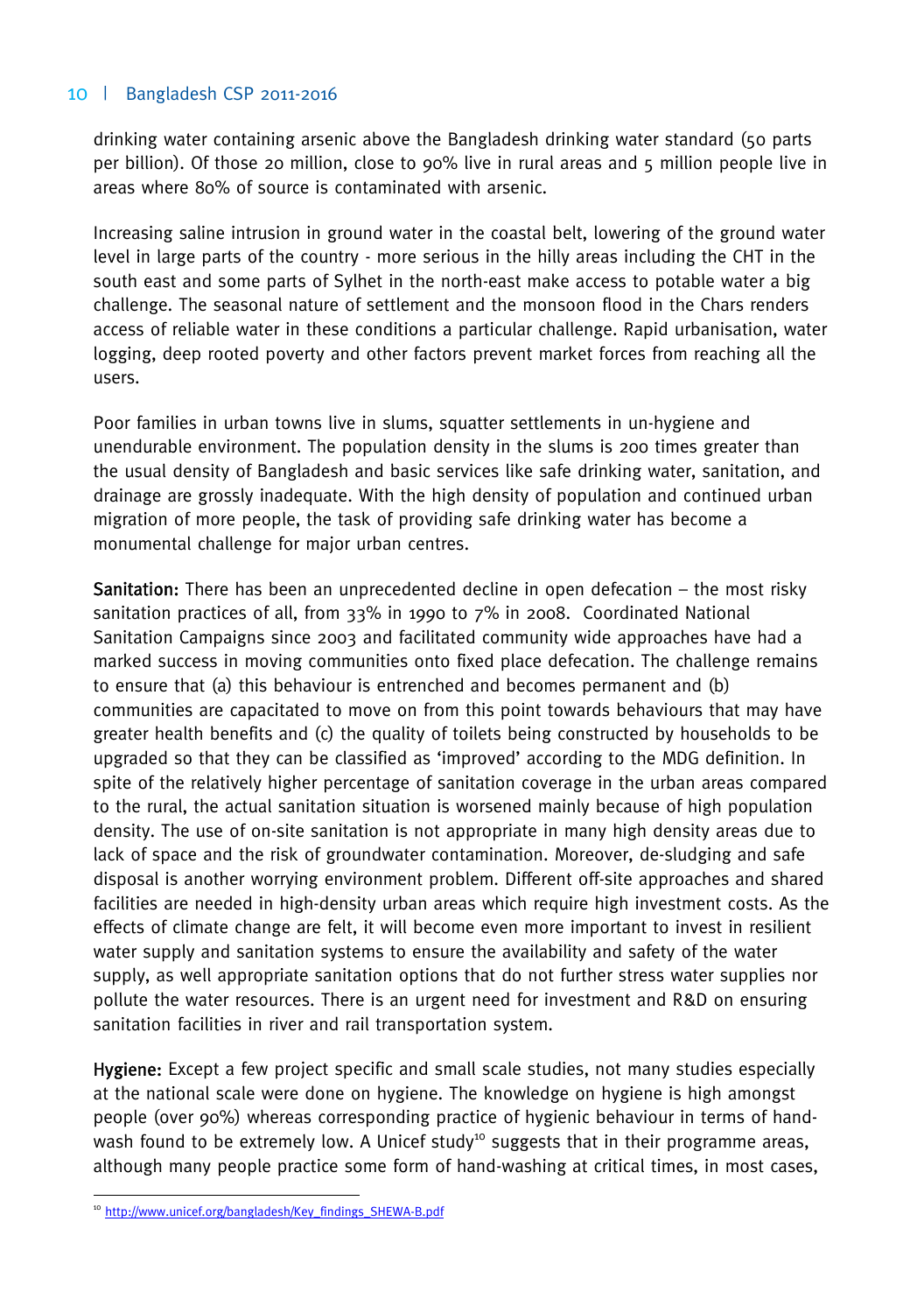drinking water containing arsenic above the Bangladesh drinking water standard (50 parts per billion). Of those 20 million, close to 90% live in rural areas and 5 million people live in areas where 80% of source is contaminated with arsenic.

Increasing saline intrusion in ground water in the coastal belt, lowering of the ground water level in large parts of the country - more serious in the hilly areas including the CHT in the south east and some parts of Sylhet in the north-east make access to potable water a big challenge. The seasonal nature of settlement and the monsoon flood in the Chars renders access of reliable water in these conditions a particular challenge. Rapid urbanisation, water logging, deep rooted poverty and other factors prevent market forces from reaching all the users.

Poor families in urban towns live in slums, squatter settlements in un-hygiene and unendurable environment. The population density in the slums is 200 times greater than the usual density of Bangladesh and basic services like safe drinking water, sanitation, and drainage are grossly inadequate. With the high density of population and continued urban migration of more people, the task of providing safe drinking water has become a monumental challenge for major urban centres.

**Sanitation:** There has been an unprecedented decline in open defecation – the most risky sanitation practices of all, from 33% in 1990 to 7% in 2008. Coordinated National Sanitation Campaigns since 2003 and facilitated community wide approaches have had a marked success in moving communities onto fixed place defecation. The challenge remains to ensure that (a) this behaviour is entrenched and becomes permanent and (b) communities are capacitated to move on from this point towards behaviours that may have greater health benefits and (c) the quality of toilets being constructed by households to be upgraded so that they can be classified as 'improved' according to the MDG definition. In spite of the relatively higher percentage of sanitation coverage in the urban areas compared to the rural, the actual sanitation situation is worsened mainly because of high population density. The use of on-site sanitation is not appropriate in many high density areas due to lack of space and the risk of groundwater contamination. Moreover, de-sludging and safe disposal is another worrying environment problem. Different off-site approaches and shared facilities are needed in high-density urban areas which require high investment costs. As the effects of climate change are felt, it will become even more important to invest in resilient water supply and sanitation systems to ensure the availability and safety of the water supply, as well appropriate sanitation options that do not further stress water supplies nor pollute the water resources. There is an urgent need for investment and R&D on ensuring sanitation facilities in river and rail transportation system.

**Hygiene:** Except a few project specific and small scale studies, not many studies especially at the national scale were done on hygiene. The knowledge on hygiene is high amongst people (over 90%) whereas corresponding practice of hygienic behaviour in terms of hand-wash found to be extremely low. A Unicef study[10] suggests that in their programme areas, although many people practice some form of hand-washing at critical times, in most cases,

[10] http://www.unicef.org/bangladesh/Key_findings_SHEWA-B.pdf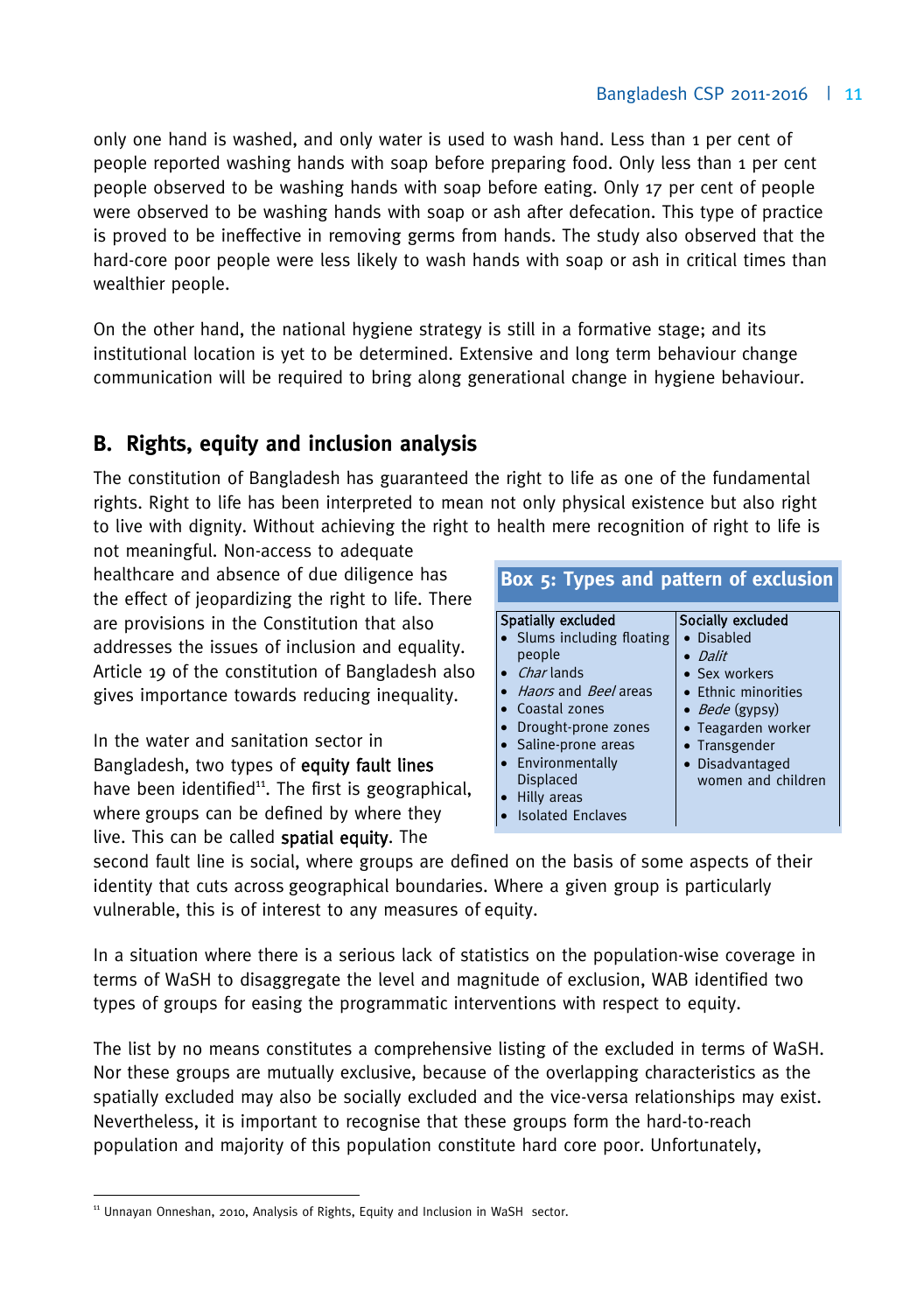only one hand is washed, and only water is used to wash hand. Less than 1 per cent of people reported washing hands with soap before preparing food. Only less than 1 per cent people observed to be washing hands with soap before eating. Only 17 per cent of people were observed to be washing hands with soap or ash after defecation. This type of practice is proved to be ineffective in removing germs from hands. The study also observed that the hard-core poor people were less likely to wash hands with soap or ash in critical times than wealthier people.

On the other hand, the national hygiene strategy is still in a formative stage; and its institutional location is yet to be determined. Extensive and long term behaviour change communication will be required to bring along generational change in hygiene behaviour.

## B. Rights, equity and inclusion analysis

The constitution of Bangladesh has guaranteed the right to life as one of the fundamental rights. Right to life has been interpreted to mean not only physical existence but also right to live with dignity. Without achieving the right to health mere recognition of right to life is not meaningful. Non-access to adequate healthcare and absence of due diligence has the effect of jeopardizing the right to life. There are provisions in the Constitution that also addresses the issues of inclusion and equality. Article 19 of the constitution of Bangladesh also gives importance towards reducing inequality.

In the water and sanitation sector in Bangladesh, two types of **equity fault lines** have been identified[11]. The first is geographical, where groups can be defined by where they live. This can be called **spatial equity**. The second fault line is social, where groups are defined on the basis of some aspects of their identity that cuts across geographical boundaries. Where a given group is particularly vulnerable, this is of interest to any measures of equity.

**Box 5: Types and pattern of exclusion**

| Spatially excluded | Socially excluded |
|---|---|
| • Slums including floating people<br>• *Char* lands<br>• *Haors* and *Beel* areas<br>• Coastal zones<br>• Drought-prone zones<br>• Saline-prone areas<br>• Environmentally Displaced<br>• Hilly areas<br>• Isolated Enclaves | • Disabled<br>• *Dalit*<br>• Sex workers<br>• Ethnic minorities<br>• *Bede* (gypsy)<br>• Teagarden worker<br>• Transgender<br>• Disadvantaged women and children |

In a situation where there is a serious lack of statistics on the population-wise coverage in terms of WaSH to disaggregate the level and magnitude of exclusion, WAB identified two types of groups for easing the programmatic interventions with respect to equity.

The list by no means constitutes a comprehensive listing of the excluded in terms of WaSH. Nor these groups are mutually exclusive, because of the overlapping characteristics as the spatially excluded may also be socially excluded and the vice-versa relationships may exist. Nevertheless, it is important to recognise that these groups form the hard-to-reach population and majority of this population constitute hard core poor. Unfortunately,

[11] Unnayan Onneshan, 2010, Analysis of Rights, Equity and Inclusion in WaSH sector.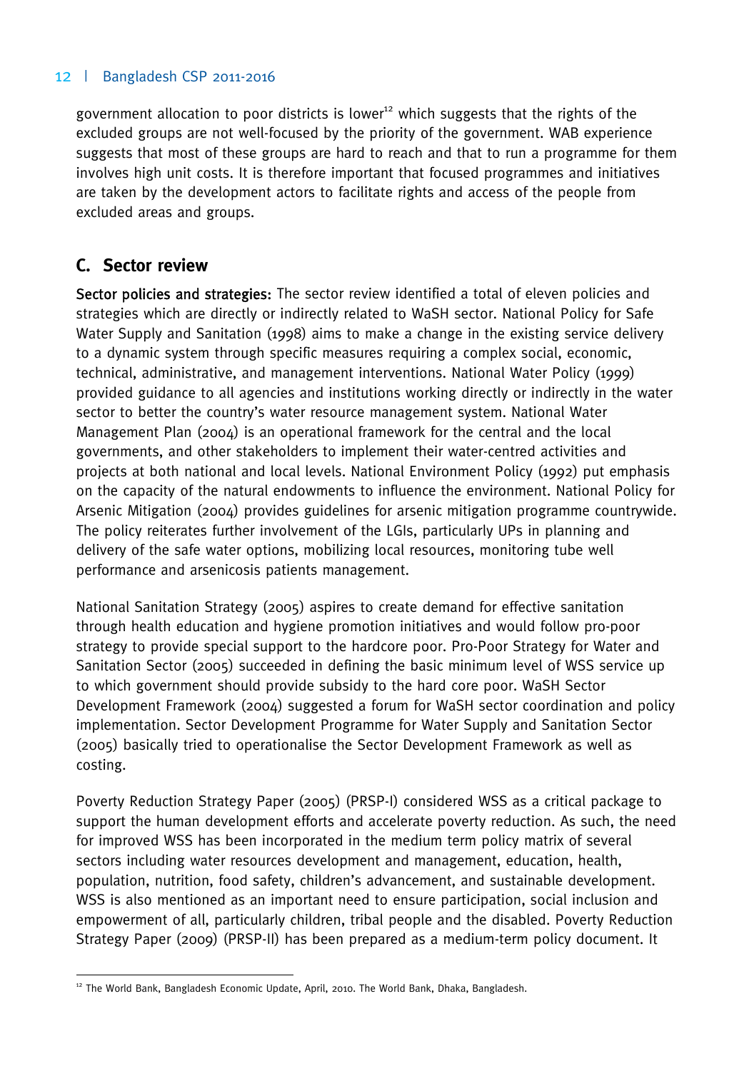government allocation to poor districts is lower[12] which suggests that the rights of the excluded groups are not well-focused by the priority of the government. WAB experience suggests that most of these groups are hard to reach and that to run a programme for them involves high unit costs. It is therefore important that focused programmes and initiatives are taken by the development actors to facilitate rights and access of the people from excluded areas and groups.

## C. Sector review

**Sector policies and strategies:** The sector review identified a total of eleven policies and strategies which are directly or indirectly related to WaSH sector. National Policy for Safe Water Supply and Sanitation (1998) aims to make a change in the existing service delivery to a dynamic system through specific measures requiring a complex social, economic, technical, administrative, and management interventions. National Water Policy (1999) provided guidance to all agencies and institutions working directly or indirectly in the water sector to better the country's water resource management system. National Water Management Plan (2004) is an operational framework for the central and the local governments, and other stakeholders to implement their water-centred activities and projects at both national and local levels. National Environment Policy (1992) put emphasis on the capacity of the natural endowments to influence the environment. National Policy for Arsenic Mitigation (2004) provides guidelines for arsenic mitigation programme countrywide. The policy reiterates further involvement of the LGIs, particularly UPs in planning and delivery of the safe water options, mobilizing local resources, monitoring tube well performance and arsenicosis patients management.

National Sanitation Strategy (2005) aspires to create demand for effective sanitation through health education and hygiene promotion initiatives and would follow pro-poor strategy to provide special support to the hardcore poor. Pro-Poor Strategy for Water and Sanitation Sector (2005) succeeded in defining the basic minimum level of WSS service up to which government should provide subsidy to the hard core poor. WaSH Sector Development Framework (2004) suggested a forum for WaSH sector coordination and policy implementation. Sector Development Programme for Water Supply and Sanitation Sector (2005) basically tried to operationalise the Sector Development Framework as well as costing.

Poverty Reduction Strategy Paper (2005) (PRSP-I) considered WSS as a critical package to support the human development efforts and accelerate poverty reduction. As such, the need for improved WSS has been incorporated in the medium term policy matrix of several sectors including water resources development and management, education, health, population, nutrition, food safety, children's advancement, and sustainable development. WSS is also mentioned as an important need to ensure participation, social inclusion and empowerment of all, particularly children, tribal people and the disabled. Poverty Reduction Strategy Paper (2009) (PRSP-II) has been prepared as a medium-term policy document. It

[12] The World Bank, Bangladesh Economic Update, April, 2010. The World Bank, Dhaka, Bangladesh.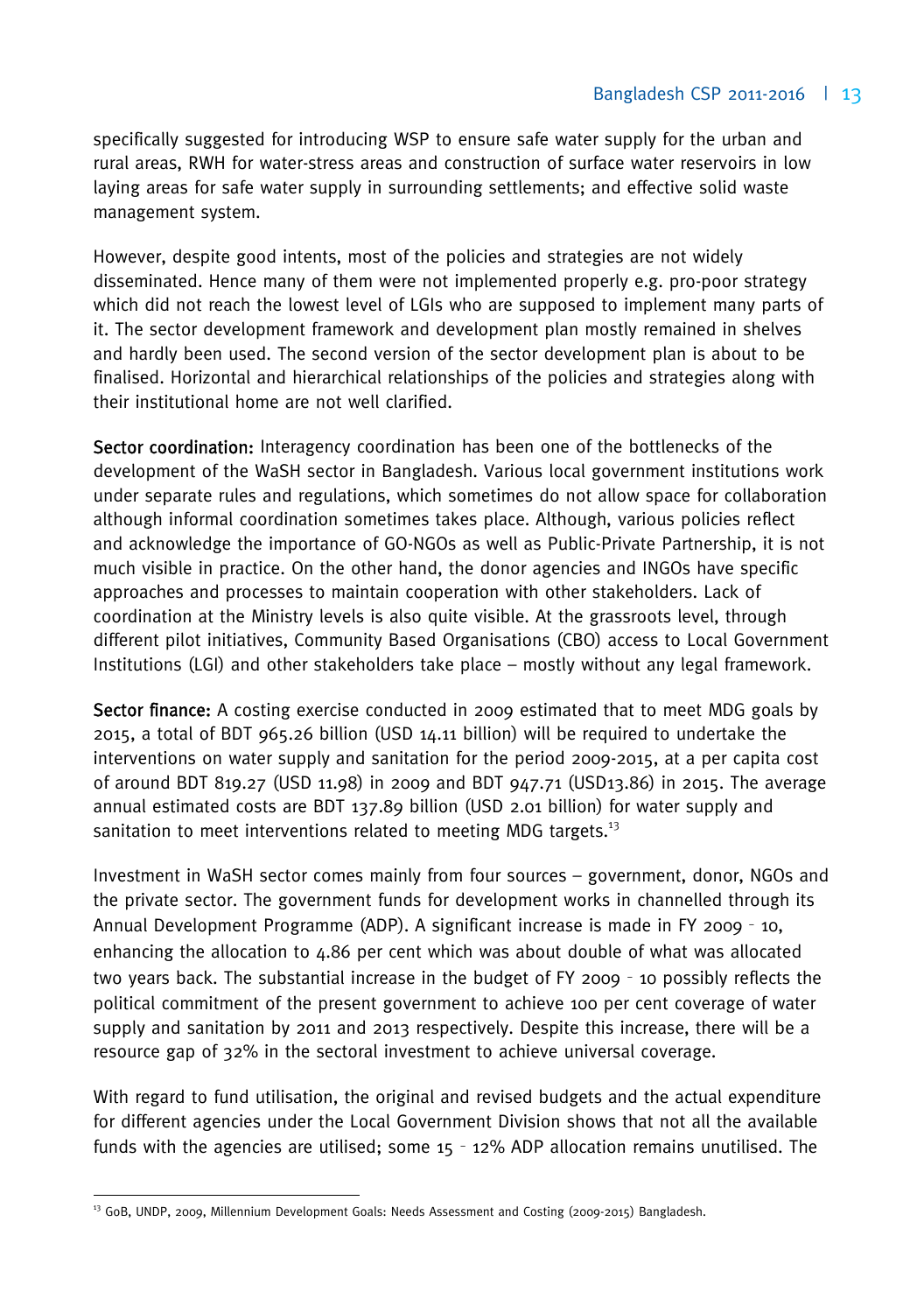specifically suggested for introducing WSP to ensure safe water supply for the urban and rural areas, RWH for water-stress areas and construction of surface water reservoirs in low laying areas for safe water supply in surrounding settlements; and effective solid waste management system.

However, despite good intents, most of the policies and strategies are not widely disseminated. Hence many of them were not implemented properly e.g. pro-poor strategy which did not reach the lowest level of LGIs who are supposed to implement many parts of it. The sector development framework and development plan mostly remained in shelves and hardly been used. The second version of the sector development plan is about to be finalised. Horizontal and hierarchical relationships of the policies and strategies along with their institutional home are not well clarified.

**Sector coordination:** Interagency coordination has been one of the bottlenecks of the development of the WaSH sector in Bangladesh. Various local government institutions work under separate rules and regulations, which sometimes do not allow space for collaboration although informal coordination sometimes takes place. Although, various policies reflect and acknowledge the importance of GO-NGOs as well as Public-Private Partnership, it is not much visible in practice. On the other hand, the donor agencies and INGOs have specific approaches and processes to maintain cooperation with other stakeholders. Lack of coordination at the Ministry levels is also quite visible. At the grassroots level, through different pilot initiatives, Community Based Organisations (CBO) access to Local Government Institutions (LGI) and other stakeholders take place – mostly without any legal framework.

**Sector finance:** A costing exercise conducted in 2009 estimated that to meet MDG goals by 2015, a total of BDT 965.26 billion (USD 14.11 billion) will be required to undertake the interventions on water supply and sanitation for the period 2009-2015, at a per capita cost of around BDT 819.27 (USD 11.98) in 2009 and BDT 947.71 (USD13.86) in 2015. The average annual estimated costs are BDT 137.89 billion (USD 2.01 billion) for water supply and sanitation to meet interventions related to meeting MDG targets.[13]

Investment in WaSH sector comes mainly from four sources – government, donor, NGOs and the private sector. The government funds for development works in channelled through its Annual Development Programme (ADP). A significant increase is made in FY 2009 - 10, enhancing the allocation to 4.86 per cent which was about double of what was allocated two years back. The substantial increase in the budget of FY 2009 - 10 possibly reflects the political commitment of the present government to achieve 100 per cent coverage of water supply and sanitation by 2011 and 2013 respectively. Despite this increase, there will be a resource gap of 32% in the sectoral investment to achieve universal coverage.

With regard to fund utilisation, the original and revised budgets and the actual expenditure for different agencies under the Local Government Division shows that not all the available funds with the agencies are utilised; some 15 - 12% ADP allocation remains unutilised. The

[13] GoB, UNDP, 2009, Millennium Development Goals: Needs Assessment and Costing (2009-2015) Bangladesh.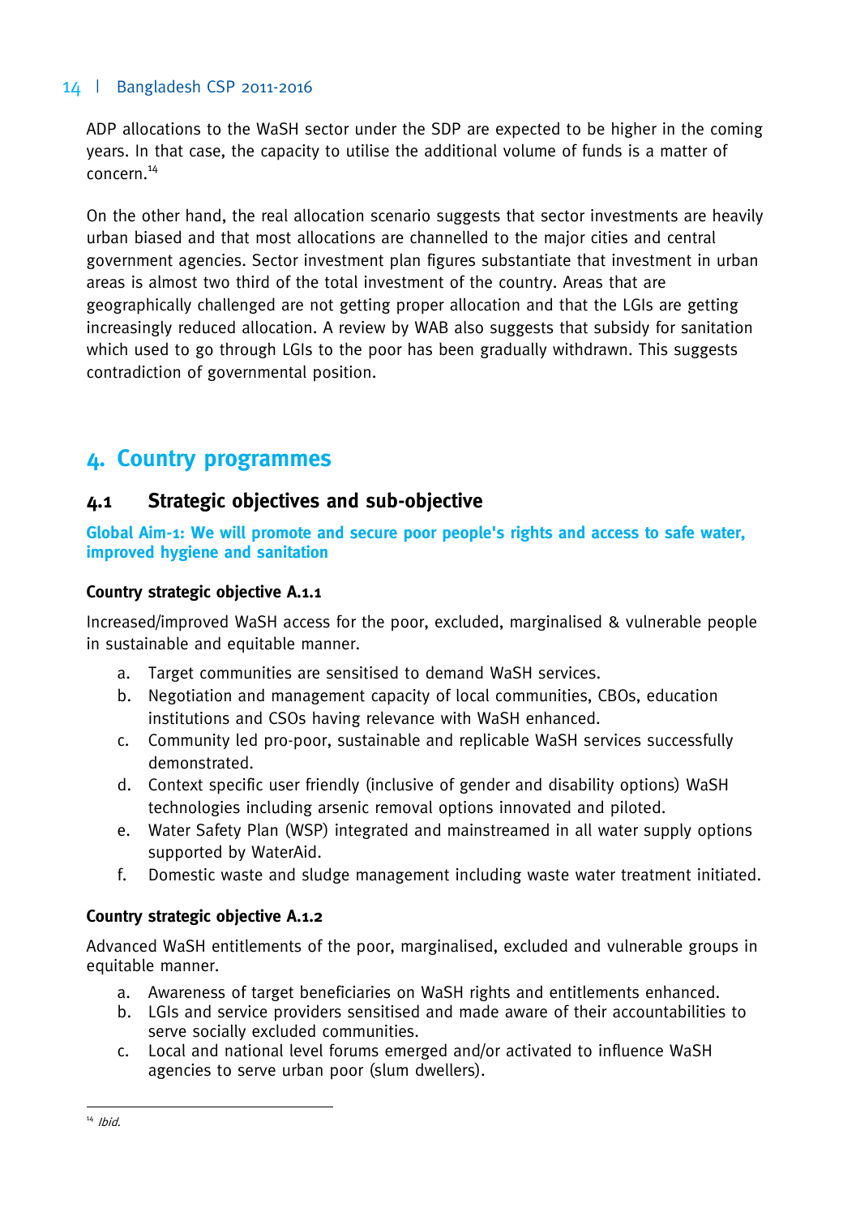ADP allocations to the WaSH sector under the SDP are expected to be higher in the coming years. In that case, the capacity to utilise the additional volume of funds is a matter of concern.[14]

On the other hand, the real allocation scenario suggests that sector investments are heavily urban biased and that most allocations are channelled to the major cities and central government agencies. Sector investment plan figures substantiate that investment in urban areas is almost two third of the total investment of the country. Areas that are geographically challenged are not getting proper allocation and that the LGIs are getting increasingly reduced allocation. A review by WAB also suggests that subsidy for sanitation which used to go through LGIs to the poor has been gradually withdrawn. This suggests contradiction of governmental position.

# 4. Country programmes

## 4.1 Strategic objectives and sub-objective

**Global Aim-1: We will promote and secure poor people's rights and access to safe water, improved hygiene and sanitation**

**Country strategic objective A.1.1**

Increased/improved WaSH access for the poor, excluded, marginalised & vulnerable people in sustainable and equitable manner.

a. Target communities are sensitised to demand WaSH services.
b. Negotiation and management capacity of local communities, CBOs, education institutions and CSOs having relevance with WaSH enhanced.
c. Community led pro-poor, sustainable and replicable WaSH services successfully demonstrated.
d. Context specific user friendly (inclusive of gender and disability options) WaSH technologies including arsenic removal options innovated and piloted.
e. Water Safety Plan (WSP) integrated and mainstreamed in all water supply options supported by WaterAid.
f. Domestic waste and sludge management including waste water treatment initiated.

**Country strategic objective A.1.2**

Advanced WaSH entitlements of the poor, marginalised, excluded and vulnerable groups in equitable manner.

a. Awareness of target beneficiaries on WaSH rights and entitlements enhanced.
b. LGIs and service providers sensitised and made aware of their accountabilities to serve socially excluded communities.
c. Local and national level forums emerged and/or activated to influence WaSH agencies to serve urban poor (slum dwellers).

---

[14] *Ibid.*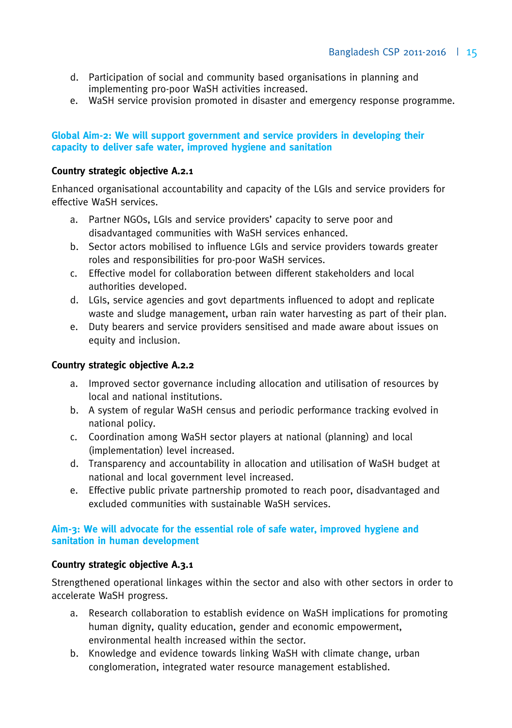d. Participation of social and community based organisations in planning and implementing pro-poor WaSH activities increased.
e. WaSH service provision promoted in disaster and emergency response programme.

## Global Aim-2: We will support government and service providers in developing their capacity to deliver safe water, improved hygiene and sanitation

### Country strategic objective A.2.1

Enhanced organisational accountability and capacity of the LGIs and service providers for effective WaSH services.

a. Partner NGOs, LGIs and service providers' capacity to serve poor and disadvantaged communities with WaSH services enhanced.
b. Sector actors mobilised to influence LGIs and service providers towards greater roles and responsibilities for pro-poor WaSH services.
c. Effective model for collaboration between different stakeholders and local authorities developed.
d. LGIs, service agencies and govt departments influenced to adopt and replicate waste and sludge management, urban rain water harvesting as part of their plan.
e. Duty bearers and service providers sensitised and made aware about issues on equity and inclusion.

### Country strategic objective A.2.2

a. Improved sector governance including allocation and utilisation of resources by local and national institutions.
b. A system of regular WaSH census and periodic performance tracking evolved in national policy.
c. Coordination among WaSH sector players at national (planning) and local (implementation) level increased.
d. Transparency and accountability in allocation and utilisation of WaSH budget at national and local government level increased.
e. Effective public private partnership promoted to reach poor, disadvantaged and excluded communities with sustainable WaSH services.

## Aim-3: We will advocate for the essential role of safe water, improved hygiene and sanitation in human development

### Country strategic objective A.3.1

Strengthened operational linkages within the sector and also with other sectors in order to accelerate WaSH progress.

a. Research collaboration to establish evidence on WaSH implications for promoting human dignity, quality education, gender and economic empowerment, environmental health increased within the sector.
b. Knowledge and evidence towards linking WaSH with climate change, urban conglomeration, integrated water resource management established.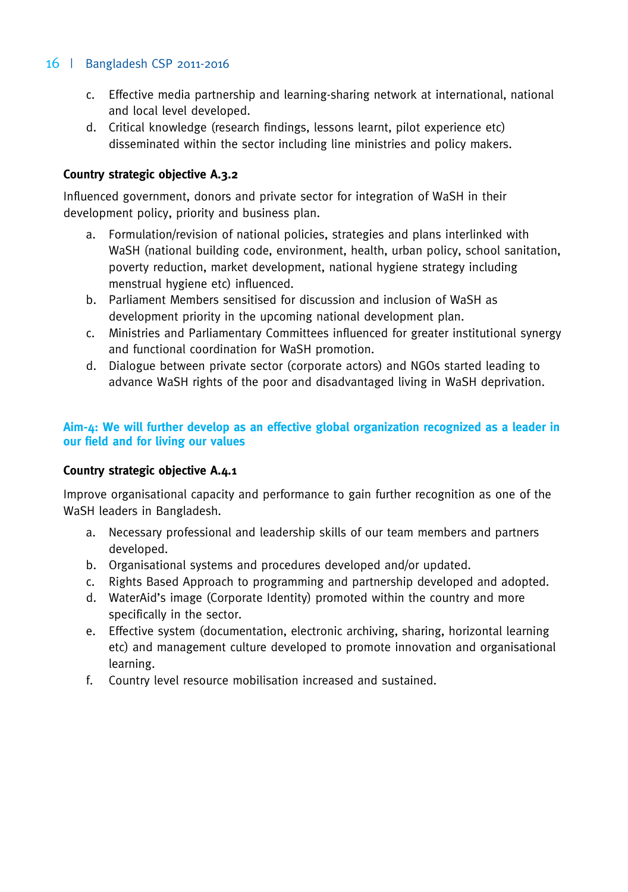c. Effective media partnership and learning-sharing network at international, national and local level developed.
d. Critical knowledge (research findings, lessons learnt, pilot experience etc) disseminated within the sector including line ministries and policy makers.

#### Country strategic objective A.3.2

Influenced government, donors and private sector for integration of WaSH in their development policy, priority and business plan.

a. Formulation/revision of national policies, strategies and plans interlinked with WaSH (national building code, environment, health, urban policy, school sanitation, poverty reduction, market development, national hygiene strategy including menstrual hygiene etc) influenced.
b. Parliament Members sensitised for discussion and inclusion of WaSH as development priority in the upcoming national development plan.
c. Ministries and Parliamentary Committees influenced for greater institutional synergy and functional coordination for WaSH promotion.
d. Dialogue between private sector (corporate actors) and NGOs started leading to advance WaSH rights of the poor and disadvantaged living in WaSH deprivation.

### Aim-4: We will further develop as an effective global organization recognized as a leader in our field and for living our values

#### Country strategic objective A.4.1

Improve organisational capacity and performance to gain further recognition as one of the WaSH leaders in Bangladesh.

a. Necessary professional and leadership skills of our team members and partners developed.
b. Organisational systems and procedures developed and/or updated.
c. Rights Based Approach to programming and partnership developed and adopted.
d. WaterAid's image (Corporate Identity) promoted within the country and more specifically in the sector.
e. Effective system (documentation, electronic archiving, sharing, horizontal learning etc) and management culture developed to promote innovation and organisational learning.
f. Country level resource mobilisation increased and sustained.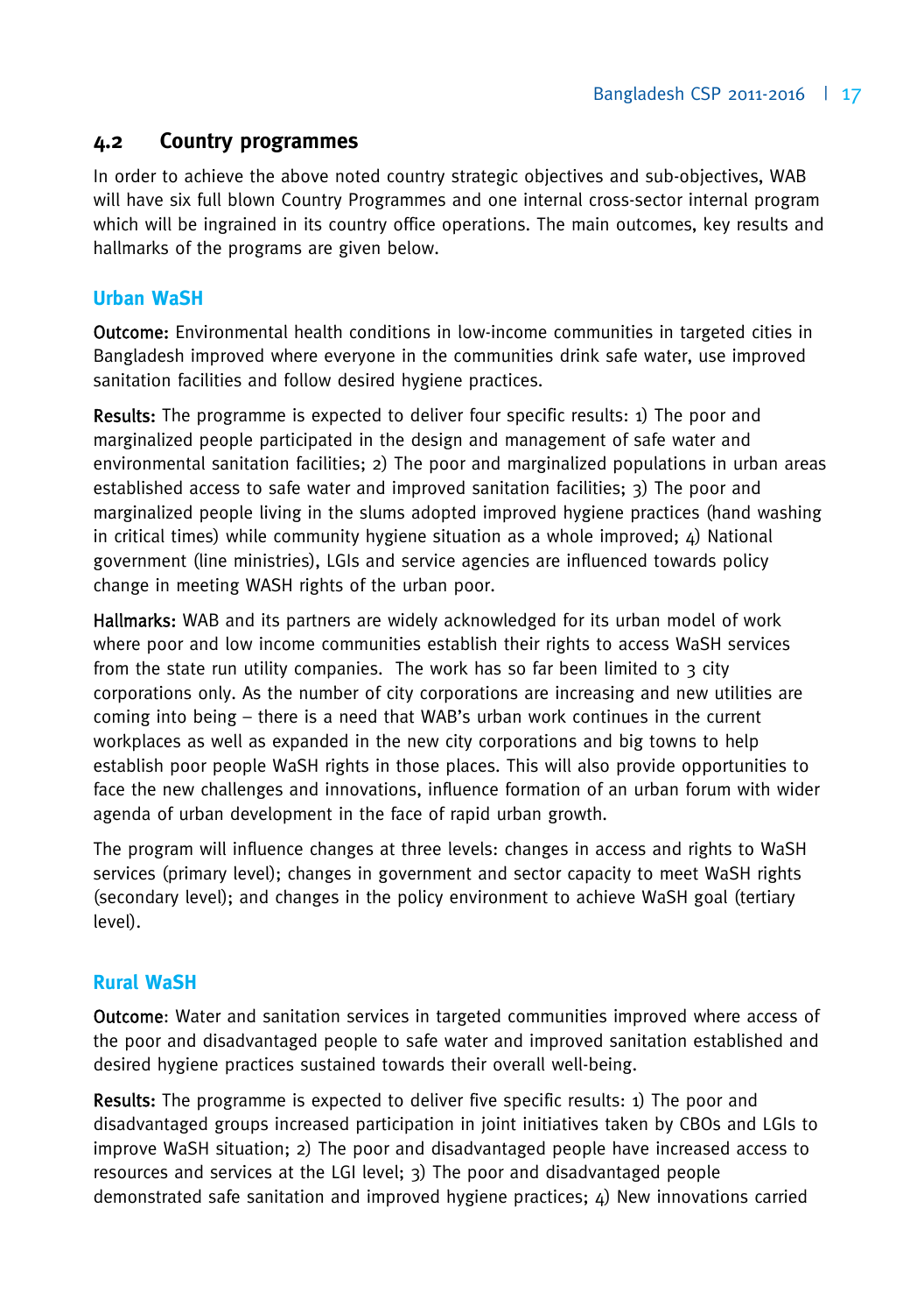## 4.2 Country programmes

In order to achieve the above noted country strategic objectives and sub-objectives, WAB will have six full blown Country Programmes and one internal cross-sector internal program which will be ingrained in its country office operations. The main outcomes, key results and hallmarks of the programs are given below.

### Urban WaSH

**Outcome:** Environmental health conditions in low-income communities in targeted cities in Bangladesh improved where everyone in the communities drink safe water, use improved sanitation facilities and follow desired hygiene practices.

**Results:** The programme is expected to deliver four specific results: 1) The poor and marginalized people participated in the design and management of safe water and environmental sanitation facilities; 2) The poor and marginalized populations in urban areas established access to safe water and improved sanitation facilities; 3) The poor and marginalized people living in the slums adopted improved hygiene practices (hand washing in critical times) while community hygiene situation as a whole improved; 4) National government (line ministries), LGIs and service agencies are influenced towards policy change in meeting WASH rights of the urban poor.

**Hallmarks:** WAB and its partners are widely acknowledged for its urban model of work where poor and low income communities establish their rights to access WaSH services from the state run utility companies. The work has so far been limited to 3 city corporations only. As the number of city corporations are increasing and new utilities are coming into being – there is a need that WAB's urban work continues in the current workplaces as well as expanded in the new city corporations and big towns to help establish poor people WaSH rights in those places. This will also provide opportunities to face the new challenges and innovations, influence formation of an urban forum with wider agenda of urban development in the face of rapid urban growth.

The program will influence changes at three levels: changes in access and rights to WaSH services (primary level); changes in government and sector capacity to meet WaSH rights (secondary level); and changes in the policy environment to achieve WaSH goal (tertiary level).

### Rural WaSH

**Outcome**: Water and sanitation services in targeted communities improved where access of the poor and disadvantaged people to safe water and improved sanitation established and desired hygiene practices sustained towards their overall well-being.

**Results:** The programme is expected to deliver five specific results: 1) The poor and disadvantaged groups increased participation in joint initiatives taken by CBOs and LGIs to improve WaSH situation; 2) The poor and disadvantaged people have increased access to resources and services at the LGI level; 3) The poor and disadvantaged people demonstrated safe sanitation and improved hygiene practices; 4) New innovations carried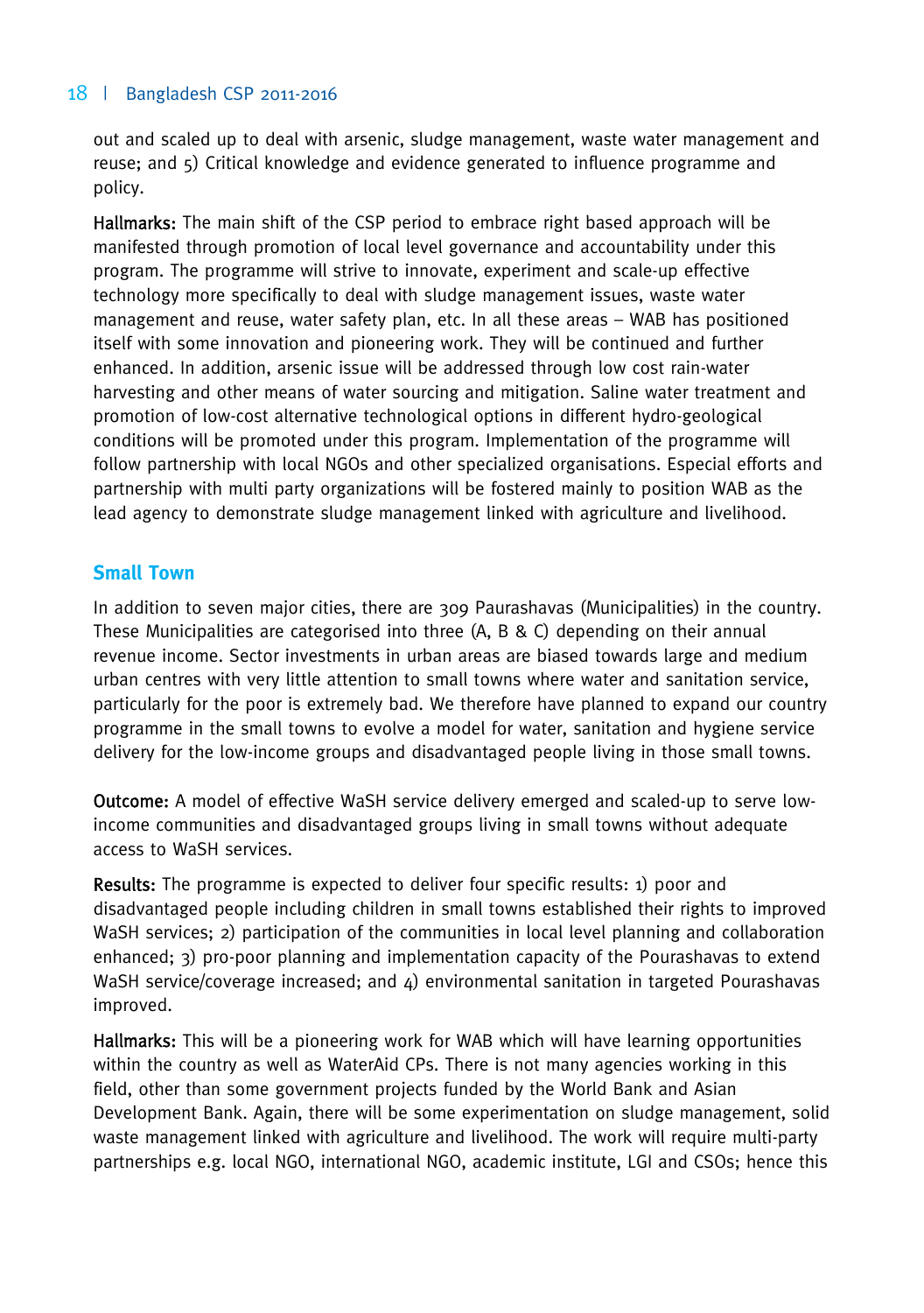out and scaled up to deal with arsenic, sludge management, waste water management and reuse; and 5) Critical knowledge and evidence generated to influence programme and policy.

**Hallmarks:** The main shift of the CSP period to embrace right based approach will be manifested through promotion of local level governance and accountability under this program. The programme will strive to innovate, experiment and scale-up effective technology more specifically to deal with sludge management issues, waste water management and reuse, water safety plan, etc. In all these areas – WAB has positioned itself with some innovation and pioneering work. They will be continued and further enhanced. In addition, arsenic issue will be addressed through low cost rain-water harvesting and other means of water sourcing and mitigation. Saline water treatment and promotion of low-cost alternative technological options in different hydro-geological conditions will be promoted under this program. Implementation of the programme will follow partnership with local NGOs and other specialized organisations. Especial efforts and partnership with multi party organizations will be fostered mainly to position WAB as the lead agency to demonstrate sludge management linked with agriculture and livelihood.

## Small Town

In addition to seven major cities, there are 309 Paurashavas (Municipalities) in the country. These Municipalities are categorised into three (A, B & C) depending on their annual revenue income. Sector investments in urban areas are biased towards large and medium urban centres with very little attention to small towns where water and sanitation service, particularly for the poor is extremely bad. We therefore have planned to expand our country programme in the small towns to evolve a model for water, sanitation and hygiene service delivery for the low-income groups and disadvantaged people living in those small towns.

**Outcome:** A model of effective WaSH service delivery emerged and scaled-up to serve low-income communities and disadvantaged groups living in small towns without adequate access to WaSH services.

**Results:** The programme is expected to deliver four specific results: 1) poor and disadvantaged people including children in small towns established their rights to improved WaSH services; 2) participation of the communities in local level planning and collaboration enhanced; 3) pro-poor planning and implementation capacity of the Pourashavas to extend WaSH service/coverage increased; and 4) environmental sanitation in targeted Pourashavas improved.

**Hallmarks:** This will be a pioneering work for WAB which will have learning opportunities within the country as well as WaterAid CPs. There is not many agencies working in this field, other than some government projects funded by the World Bank and Asian Development Bank. Again, there will be some experimentation on sludge management, solid waste management linked with agriculture and livelihood. The work will require multi-party partnerships e.g. local NGO, international NGO, academic institute, LGI and CSOs; hence this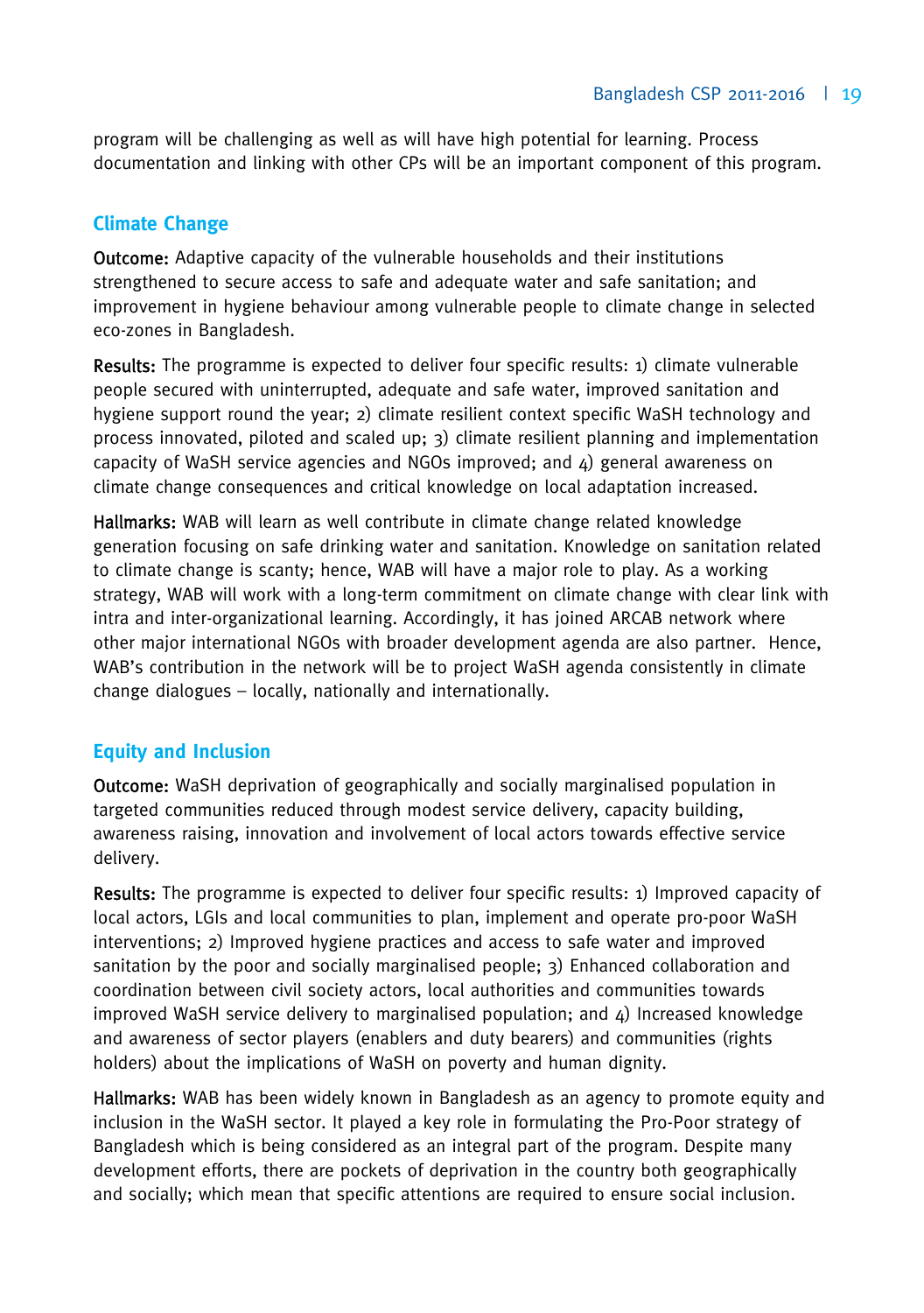program will be challenging as well as will have high potential for learning. Process documentation and linking with other CPs will be an important component of this program.

## Climate Change

**Outcome:** Adaptive capacity of the vulnerable households and their institutions strengthened to secure access to safe and adequate water and safe sanitation; and improvement in hygiene behaviour among vulnerable people to climate change in selected eco-zones in Bangladesh.

**Results:** The programme is expected to deliver four specific results: 1) climate vulnerable people secured with uninterrupted, adequate and safe water, improved sanitation and hygiene support round the year; 2) climate resilient context specific WaSH technology and process innovated, piloted and scaled up; 3) climate resilient planning and implementation capacity of WaSH service agencies and NGOs improved; and 4) general awareness on climate change consequences and critical knowledge on local adaptation increased.

**Hallmarks:** WAB will learn as well contribute in climate change related knowledge generation focusing on safe drinking water and sanitation. Knowledge on sanitation related to climate change is scanty; hence, WAB will have a major role to play. As a working strategy, WAB will work with a long-term commitment on climate change with clear link with intra and inter-organizational learning. Accordingly, it has joined ARCAB network where other major international NGOs with broader development agenda are also partner. Hence, WAB's contribution in the network will be to project WaSH agenda consistently in climate change dialogues – locally, nationally and internationally.

## Equity and Inclusion

**Outcome:** WaSH deprivation of geographically and socially marginalised population in targeted communities reduced through modest service delivery, capacity building, awareness raising, innovation and involvement of local actors towards effective service delivery.

**Results:** The programme is expected to deliver four specific results: 1) Improved capacity of local actors, LGIs and local communities to plan, implement and operate pro-poor WaSH interventions; 2) Improved hygiene practices and access to safe water and improved sanitation by the poor and socially marginalised people; 3) Enhanced collaboration and coordination between civil society actors, local authorities and communities towards improved WaSH service delivery to marginalised population; and 4) Increased knowledge and awareness of sector players (enablers and duty bearers) and communities (rights holders) about the implications of WaSH on poverty and human dignity.

**Hallmarks:** WAB has been widely known in Bangladesh as an agency to promote equity and inclusion in the WaSH sector. It played a key role in formulating the Pro-Poor strategy of Bangladesh which is being considered as an integral part of the program. Despite many development efforts, there are pockets of deprivation in the country both geographically and socially; which mean that specific attentions are required to ensure social inclusion.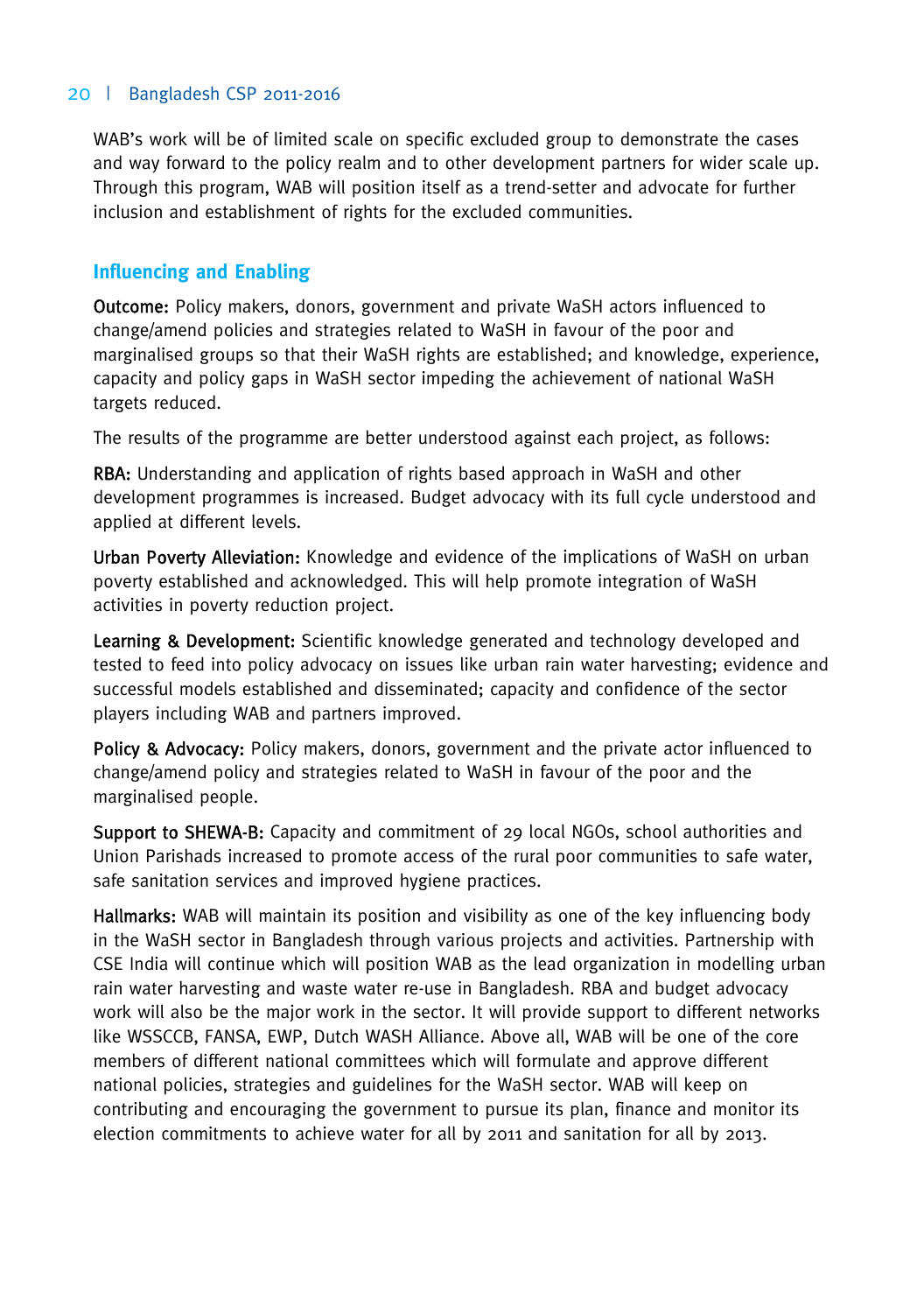WAB's work will be of limited scale on specific excluded group to demonstrate the cases and way forward to the policy realm and to other development partners for wider scale up. Through this program, WAB will position itself as a trend-setter and advocate for further inclusion and establishment of rights for the excluded communities.

## Influencing and Enabling

**Outcome:** Policy makers, donors, government and private WaSH actors influenced to change/amend policies and strategies related to WaSH in favour of the poor and marginalised groups so that their WaSH rights are established; and knowledge, experience, capacity and policy gaps in WaSH sector impeding the achievement of national WaSH targets reduced.

The results of the programme are better understood against each project, as follows:

**RBA:** Understanding and application of rights based approach in WaSH and other development programmes is increased. Budget advocacy with its full cycle understood and applied at different levels.

**Urban Poverty Alleviation:** Knowledge and evidence of the implications of WaSH on urban poverty established and acknowledged. This will help promote integration of WaSH activities in poverty reduction project.

**Learning & Development:** Scientific knowledge generated and technology developed and tested to feed into policy advocacy on issues like urban rain water harvesting; evidence and successful models established and disseminated; capacity and confidence of the sector players including WAB and partners improved.

**Policy & Advocacy:** Policy makers, donors, government and the private actor influenced to change/amend policy and strategies related to WaSH in favour of the poor and the marginalised people.

**Support to SHEWA-B:** Capacity and commitment of 29 local NGOs, school authorities and Union Parishads increased to promote access of the rural poor communities to safe water, safe sanitation services and improved hygiene practices.

**Hallmarks:** WAB will maintain its position and visibility as one of the key influencing body in the WaSH sector in Bangladesh through various projects and activities. Partnership with CSE India will continue which will position WAB as the lead organization in modelling urban rain water harvesting and waste water re-use in Bangladesh. RBA and budget advocacy work will also be the major work in the sector. It will provide support to different networks like WSSCCB, FANSA, EWP, Dutch WASH Alliance. Above all, WAB will be one of the core members of different national committees which will formulate and approve different national policies, strategies and guidelines for the WaSH sector. WAB will keep on contributing and encouraging the government to pursue its plan, finance and monitor its election commitments to achieve water for all by 2011 and sanitation for all by 2013.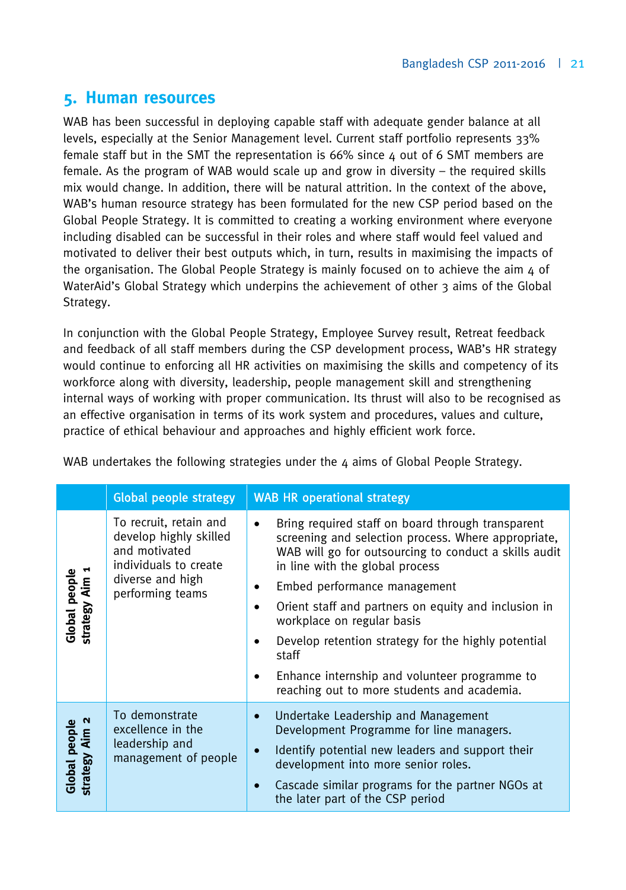## 5. Human resources

WAB has been successful in deploying capable staff with adequate gender balance at all levels, especially at the Senior Management level. Current staff portfolio represents 33% female staff but in the SMT the representation is 66% since 4 out of 6 SMT members are female. As the program of WAB would scale up and grow in diversity – the required skills mix would change. In addition, there will be natural attrition. In the context of the above, WAB's human resource strategy has been formulated for the new CSP period based on the Global People Strategy. It is committed to creating a working environment where everyone including disabled can be successful in their roles and where staff would feel valued and motivated to deliver their best outputs which, in turn, results in maximising the impacts of the organisation. The Global People Strategy is mainly focused on to achieve the aim 4 of WaterAid's Global Strategy which underpins the achievement of other 3 aims of the Global Strategy.

In conjunction with the Global People Strategy, Employee Survey result, Retreat feedback and feedback of all staff members during the CSP development process, WAB's HR strategy would continue to enforcing all HR activities on maximising the skills and competency of its workforce along with diversity, leadership, people management skill and strengthening internal ways of working with proper communication. Its thrust will also to be recognised as an effective organisation in terms of its work system and procedures, values and culture, practice of ethical behaviour and approaches and highly efficient work force.

WAB undertakes the following strategies under the 4 aims of Global People Strategy.

| | Global people strategy | WAB HR operational strategy |
|---|---|---|
| **Global people strategy Aim 1** | To recruit, retain and develop highly skilled and motivated individuals to create diverse and high performing teams | • Bring required staff on board through transparent screening and selection process. Where appropriate, WAB will go for outsourcing to conduct a skills audit in line with the global process<br>• Embed performance management<br>• Orient staff and partners on equity and inclusion in workplace on regular basis<br>• Develop retention strategy for the highly potential staff<br>• Enhance internship and volunteer programme to reaching out to more students and academia. |
| **Global people strategy Aim 2** | To demonstrate excellence in the leadership and management of people | • Undertake Leadership and Management Development Programme for line managers.<br>• Identify potential new leaders and support their development into more senior roles.<br>• Cascade similar programs for the partner NGOs at the later part of the CSP period |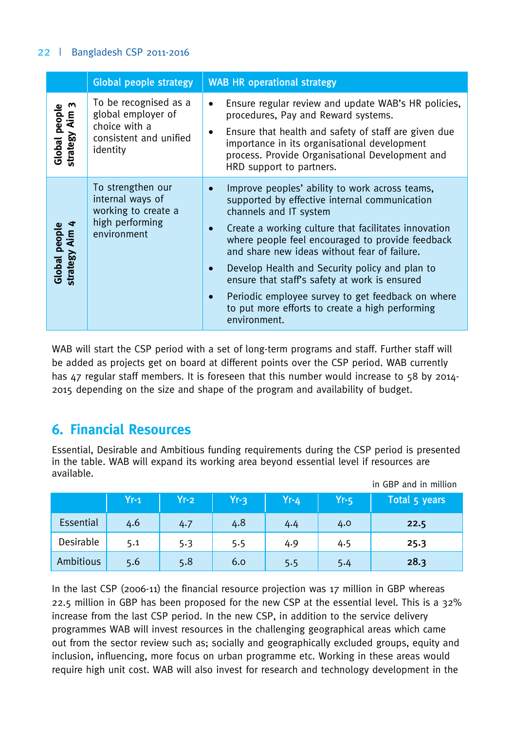| | Global people strategy | WAB HR operational strategy |
|---|---|---|
| Global people strategy Aim 3 | To be recognised as a global employer of choice with a consistent and unified identity | • Ensure regular review and update WAB's HR policies, procedures, Pay and Reward systems.<br>• Ensure that health and safety of staff are given due importance in its organisational development process. Provide Organisational Development and HRD support to partners. |
| Global people strategy Aim 4 | To strengthen our internal ways of working to create a high performing environment | • Improve peoples' ability to work across teams, supported by effective internal communication channels and IT system<br>• Create a working culture that facilitates innovation where people feel encouraged to provide feedback and share new ideas without fear of failure.<br>• Develop Health and Security policy and plan to ensure that staff's safety at work is ensured<br>• Periodic employee survey to get feedback on where to put more efforts to create a high performing environment. |

WAB will start the CSP period with a set of long-term programs and staff. Further staff will be added as projects get on board at different points over the CSP period. WAB currently has 47 regular staff members. It is foreseen that this number would increase to 58 by 2014-2015 depending on the size and shape of the program and availability of budget.

## 6. Financial Resources

Essential, Desirable and Ambitious funding requirements during the CSP period is presented in the table. WAB will expand its working area beyond essential level if resources are available.

in GBP and in million

| | Yr-1 | Yr-2 | Yr-3 | Yr-4 | Yr-5 | Total 5 years |
|---|---|---|---|---|---|---|
| Essential | 4.6 | 4.7 | 4.8 | 4.4 | 4.0 | **22.5** |
| Desirable | 5.1 | 5.3 | 5.5 | 4.9 | 4.5 | **25.3** |
| Ambitious | 5.6 | 5.8 | 6.0 | 5.5 | 5.4 | **28.3** |

In the last CSP (2006-11) the financial resource projection was 17 million in GBP whereas 22.5 million in GBP has been proposed for the new CSP at the essential level. This is a 32% increase from the last CSP period. In the new CSP, in addition to the service delivery programmes WAB will invest resources in the challenging geographical areas which came out from the sector review such as; socially and geographically excluded groups, equity and inclusion, influencing, more focus on urban programme etc. Working in these areas would require high unit cost. WAB will also invest for research and technology development in the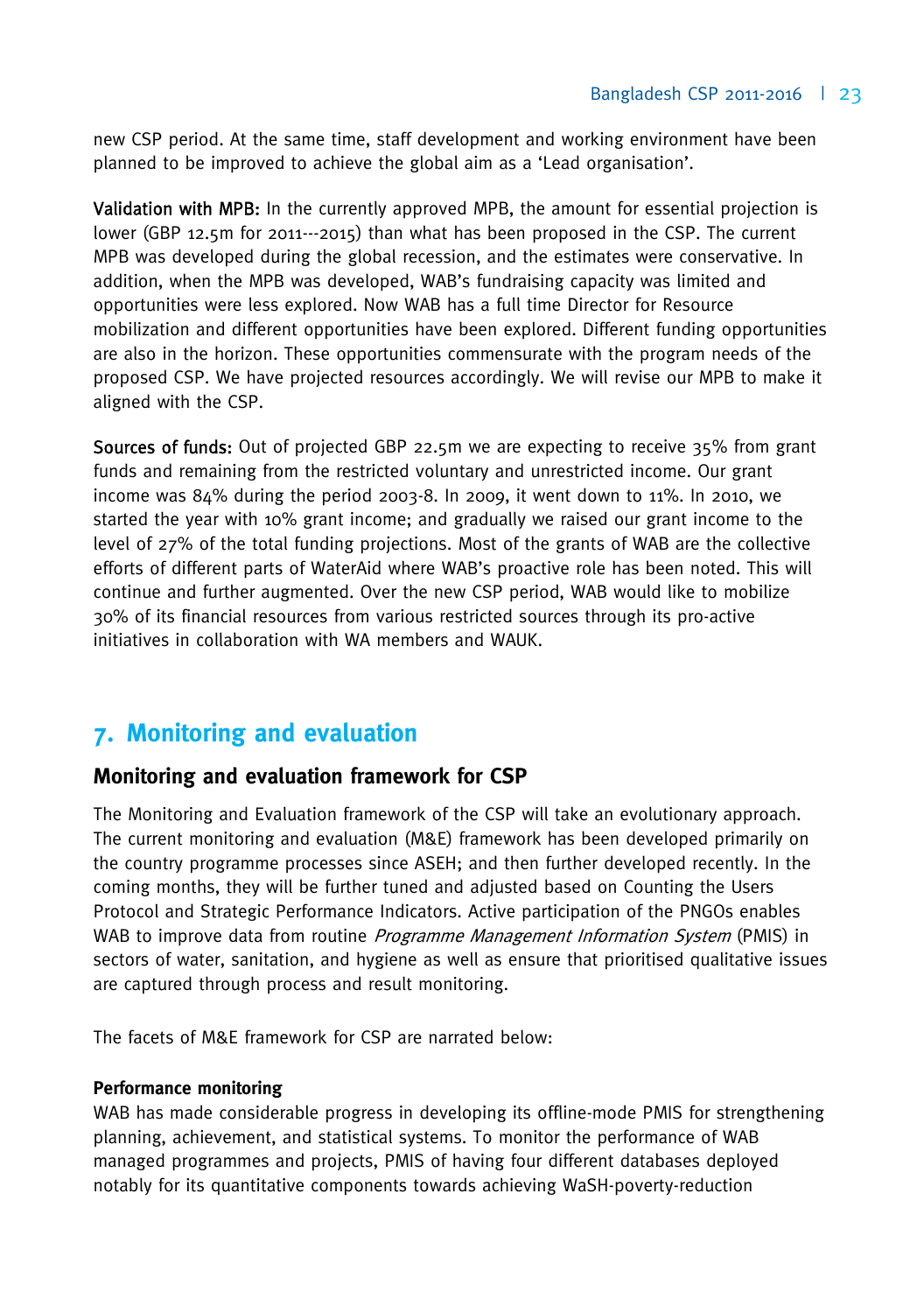new CSP period. At the same time, staff development and working environment have been planned to be improved to achieve the global aim as a 'Lead organisation'.

**Validation with MPB:** In the currently approved MPB, the amount for essential projection is lower (GBP 12.5m for 2011---2015) than what has been proposed in the CSP. The current MPB was developed during the global recession, and the estimates were conservative. In addition, when the MPB was developed, WAB's fundraising capacity was limited and opportunities were less explored. Now WAB has a full time Director for Resource mobilization and different opportunities have been explored. Different funding opportunities are also in the horizon. These opportunities commensurate with the program needs of the proposed CSP. We have projected resources accordingly. We will revise our MPB to make it aligned with the CSP.

**Sources of funds:** Out of projected GBP 22.5m we are expecting to receive 35% from grant funds and remaining from the restricted voluntary and unrestricted income. Our grant income was 84% during the period 2003-8. In 2009, it went down to 11%. In 2010, we started the year with 10% grant income; and gradually we raised our grant income to the level of 27% of the total funding projections. Most of the grants of WAB are the collective efforts of different parts of WaterAid where WAB's proactive role has been noted. This will continue and further augmented. Over the new CSP period, WAB would like to mobilize 30% of its financial resources from various restricted sources through its pro-active initiatives in collaboration with WA members and WAUK.

# 7. Monitoring and evaluation

## Monitoring and evaluation framework for CSP

The Monitoring and Evaluation framework of the CSP will take an evolutionary approach. The current monitoring and evaluation (M&E) framework has been developed primarily on the country programme processes since ASEH; and then further developed recently. In the coming months, they will be further tuned and adjusted based on Counting the Users Protocol and Strategic Performance Indicators. Active participation of the PNGOs enables WAB to improve data from routine *Programme Management Information System* (PMIS) in sectors of water, sanitation, and hygiene as well as ensure that prioritised qualitative issues are captured through process and result monitoring.

The facets of M&E framework for CSP are narrated below:

### Performance monitoring

WAB has made considerable progress in developing its offline-mode PMIS for strengthening planning, achievement, and statistical systems. To monitor the performance of WAB managed programmes and projects, PMIS of having four different databases deployed notably for its quantitative components towards achieving WaSH-poverty-reduction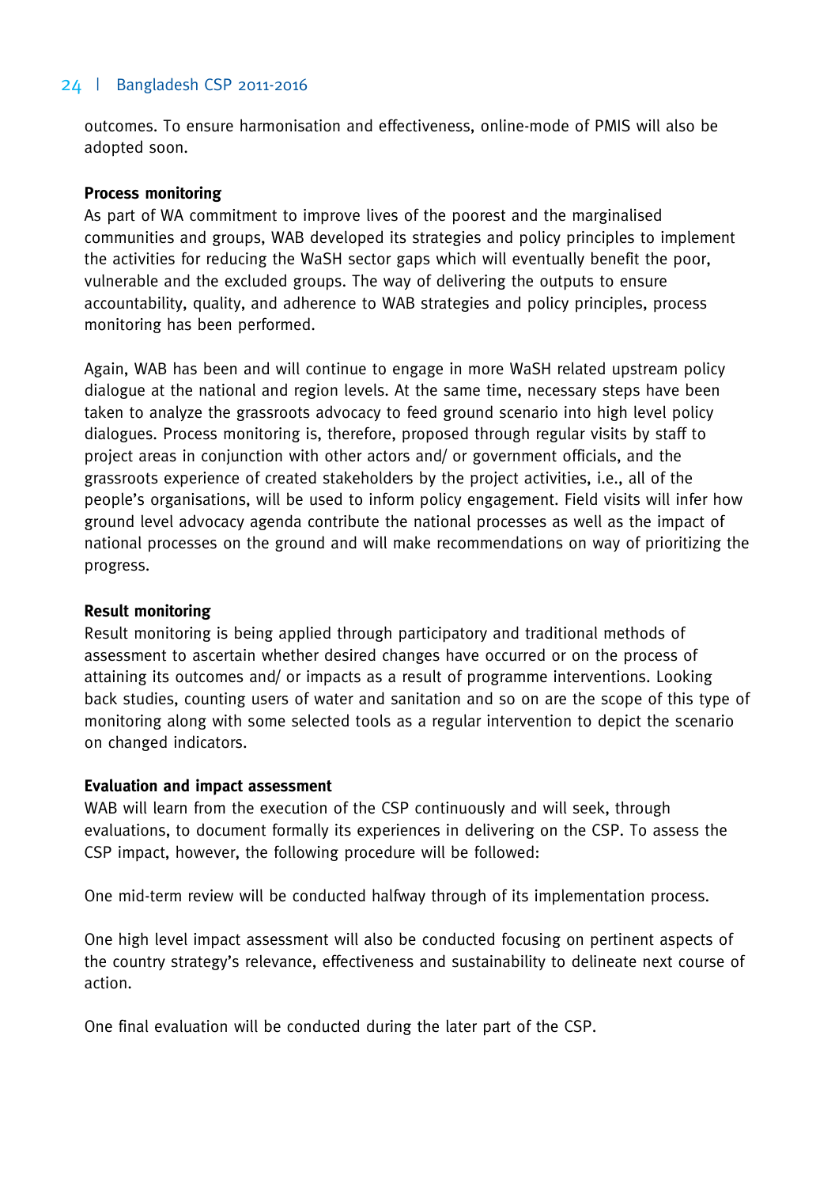outcomes. To ensure harmonisation and effectiveness, online-mode of PMIS will also be adopted soon.

**Process monitoring**

As part of WA commitment to improve lives of the poorest and the marginalised communities and groups, WAB developed its strategies and policy principles to implement the activities for reducing the WaSH sector gaps which will eventually benefit the poor, vulnerable and the excluded groups. The way of delivering the outputs to ensure accountability, quality, and adherence to WAB strategies and policy principles, process monitoring has been performed.

Again, WAB has been and will continue to engage in more WaSH related upstream policy dialogue at the national and region levels. At the same time, necessary steps have been taken to analyze the grassroots advocacy to feed ground scenario into high level policy dialogues. Process monitoring is, therefore, proposed through regular visits by staff to project areas in conjunction with other actors and/ or government officials, and the grassroots experience of created stakeholders by the project activities, i.e., all of the people's organisations, will be used to inform policy engagement. Field visits will infer how ground level advocacy agenda contribute the national processes as well as the impact of national processes on the ground and will make recommendations on way of prioritizing the progress.

**Result monitoring**

Result monitoring is being applied through participatory and traditional methods of assessment to ascertain whether desired changes have occurred or on the process of attaining its outcomes and/ or impacts as a result of programme interventions. Looking back studies, counting users of water and sanitation and so on are the scope of this type of monitoring along with some selected tools as a regular intervention to depict the scenario on changed indicators.

**Evaluation and impact assessment**

WAB will learn from the execution of the CSP continuously and will seek, through evaluations, to document formally its experiences in delivering on the CSP. To assess the CSP impact, however, the following procedure will be followed:

One mid-term review will be conducted halfway through of its implementation process.

One high level impact assessment will also be conducted focusing on pertinent aspects of the country strategy's relevance, effectiveness and sustainability to delineate next course of action.

One final evaluation will be conducted during the later part of the CSP.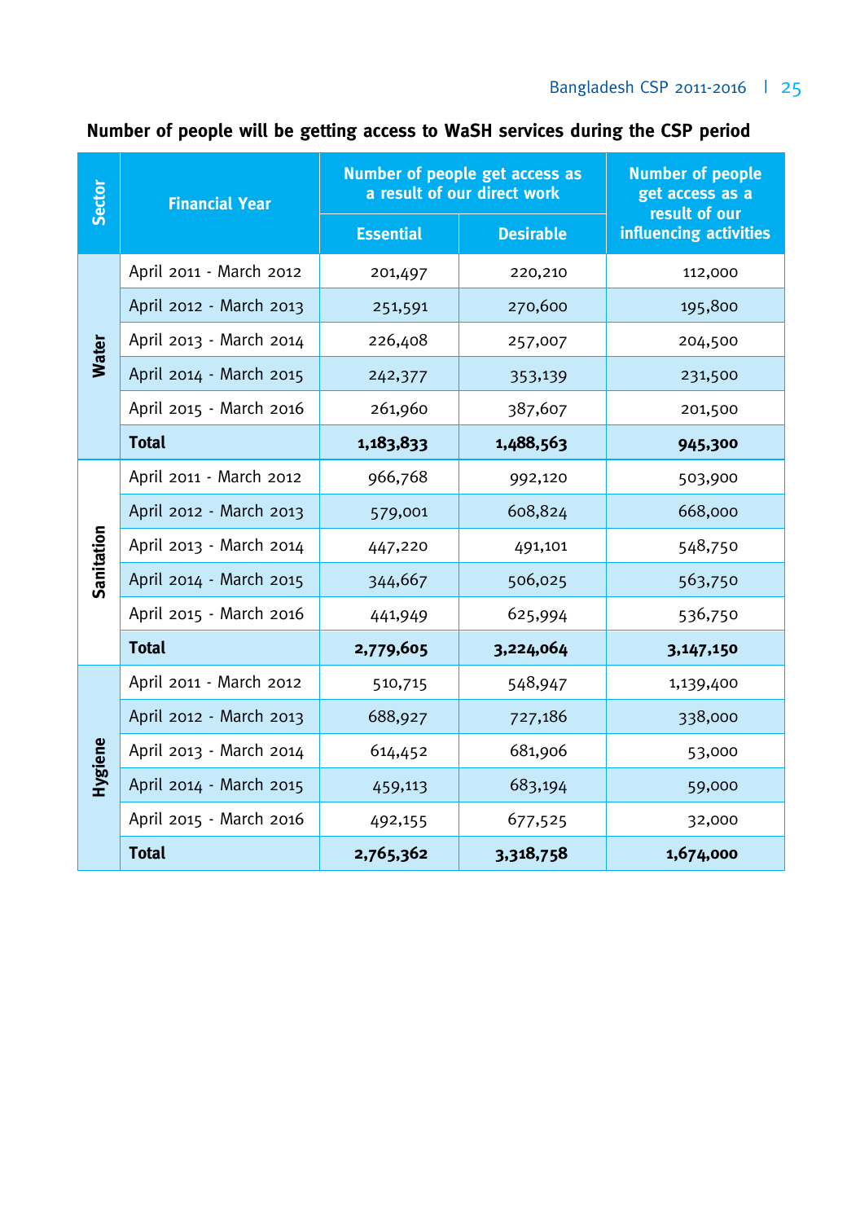**Number of people will be getting access to WaSH services during the CSP period**

| Sector | Financial Year | Number of people get access as a result of our direct work | | Number of people get access as a result of our influencing activities |
|---|---|---|---|---|
| | | Essential | Desirable | |
| Water | April 2011 - March 2012 | 201,497 | 220,210 | 112,000 |
| | April 2012 - March 2013 | 251,591 | 270,600 | 195,800 |
| | April 2013 - March 2014 | 226,408 | 257,007 | 204,500 |
| | April 2014 - March 2015 | 242,377 | 353,139 | 231,500 |
| | April 2015 - March 2016 | 261,960 | 387,607 | 201,500 |
| | **Total** | **1,183,833** | **1,488,563** | **945,300** |
| Sanitation | April 2011 - March 2012 | 966,768 | 992,120 | 503,900 |
| | April 2012 - March 2013 | 579,001 | 608,824 | 668,000 |
| | April 2013 - March 2014 | 447,220 | 491,101 | 548,750 |
| | April 2014 - March 2015 | 344,667 | 506,025 | 563,750 |
| | April 2015 - March 2016 | 441,949 | 625,994 | 536,750 |
| | **Total** | **2,779,605** | **3,224,064** | **3,147,150** |
| Hygiene | April 2011 - March 2012 | 510,715 | 548,947 | 1,139,400 |
| | April 2012 - March 2013 | 688,927 | 727,186 | 338,000 |
| | April 2013 - March 2014 | 614,452 | 681,906 | 53,000 |
| | April 2014 - March 2015 | 459,113 | 683,194 | 59,000 |
| | April 2015 - March 2016 | 492,155 | 677,525 | 32,000 |
| | **Total** | **2,765,362** | **3,318,758** | **1,674,000** |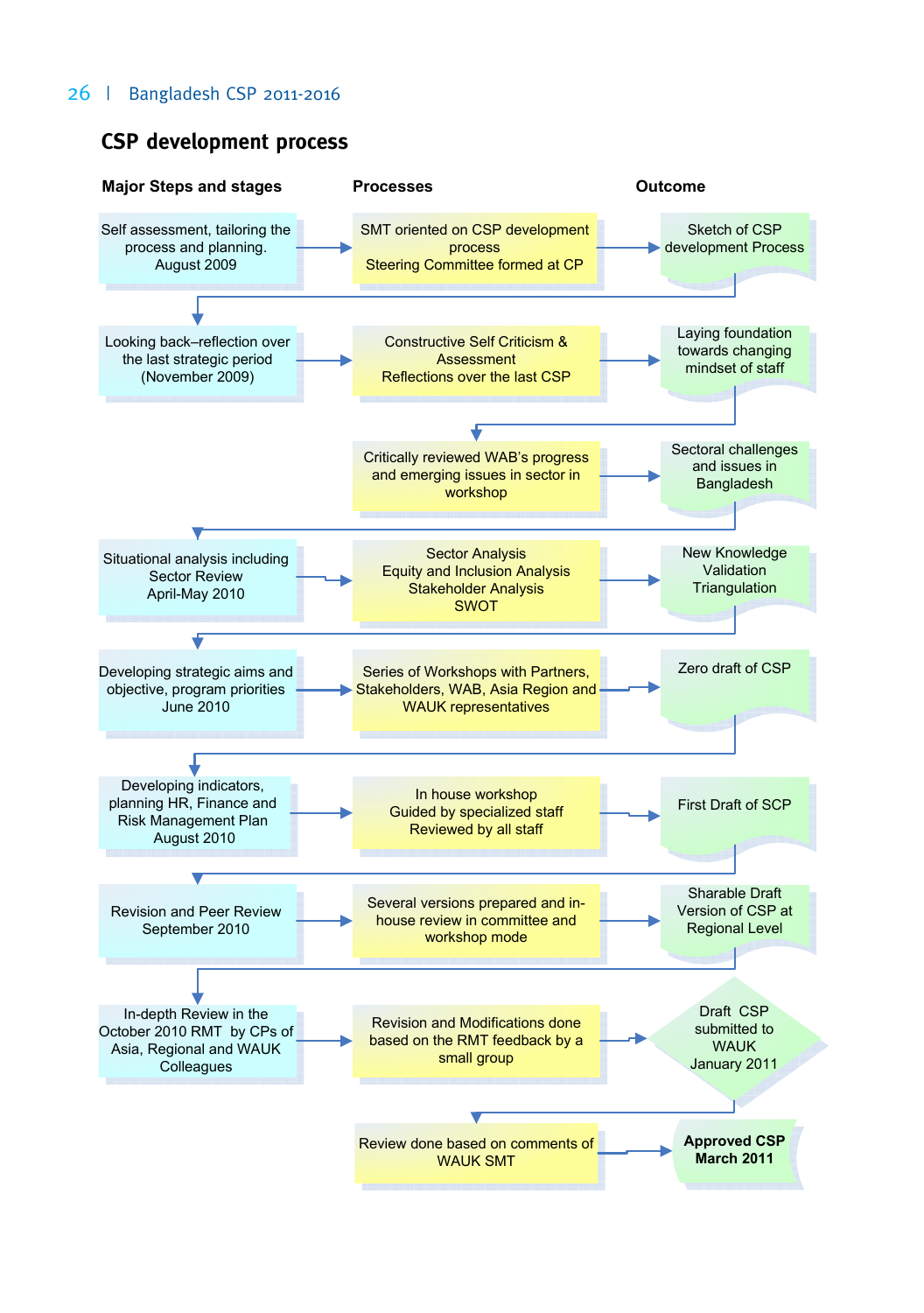## CSP development process

**Major Steps and stages**

**Processes**

**Outcome**

Self assessment, tailoring the process and planning. August 2009

SMT oriented on CSP development process
Steering Committee formed at CP

Sketch of CSP development Process

Looking back–reflection over the last strategic period (November 2009)

Constructive Self Criticism & Assessment
Reflections over the last CSP

Laying foundation towards changing mindset of staff

Critically reviewed WAB's progress and emerging issues in sector in workshop

Sectoral challenges and issues in Bangladesh

Situational analysis including Sector Review April-May 2010

Sector Analysis
Equity and Inclusion Analysis
Stakeholder Analysis
SWOT

New Knowledge
Validation
Triangulation

Developing strategic aims and objective, program priorities June 2010

Series of Workshops with Partners, Stakeholders, WAB, Asia Region and WAUK representatives

Zero draft of CSP

Developing indicators, planning HR, Finance and Risk Management Plan August 2010

In house workshop
Guided by specialized staff
Reviewed by all staff

First Draft of SCP

Revision and Peer Review September 2010

Several versions prepared and in-house review in committee and workshop mode

Sharable Draft Version of CSP at Regional Level

In-depth Review in the October 2010 RMT by CPs of Asia, Regional and WAUK Colleagues

Revision and Modifications done based on the RMT feedback by a small group

Draft CSP submitted to WAUK January 2011

Review done based on comments of WAUK SMT

**Approved CSP March 2011**